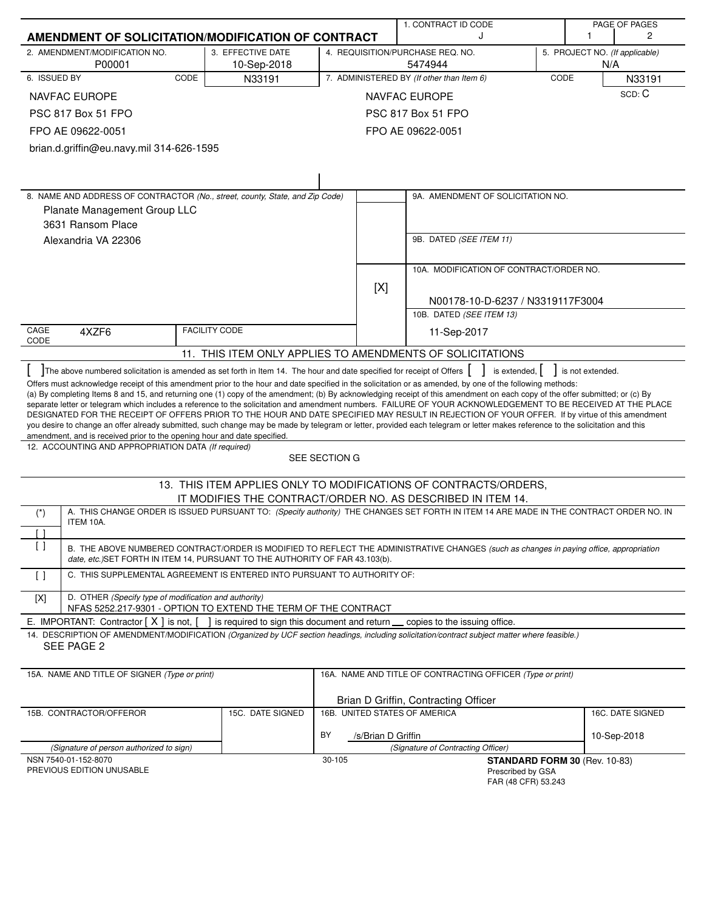# AMENDMENT OF SOLICITATION/MODIFICATION OF CONTRACT

| 1. CONTRACT ID CODE | PAGE OF PAGES |
|---|---|
| J | 1 / 2 |

| 2. AMENDMENT/MODIFICATION NO. | 3. EFFECTIVE DATE | 4. REQUISITION/PURCHASE REQ. NO. | 5. PROJECT NO. *(If applicable)* |
|---|---|---|---|
| P00001 | 10-Sep-2018 | 5474944 | N/A |

| 6. ISSUED BY | CODE | 7. ADMINISTERED BY *(If other than Item 6)* | CODE |
|---|---|---|---|
| NAVFAC EUROPE<br>PSC 817 Box 51 FPO<br>FPO AE 09622-0051<br>brian.d.griffin@eu.navy.mil 314-626-1595 | N33191 | NAVFAC EUROPE<br>PSC 817 Box 51 FPO<br>FPO AE 09622-0051 | N33191<br>SCD: C |

8. NAME AND ADDRESS OF CONTRACTOR *(No., street, county, State, and Zip Code)*

Planate Management Group LLC
3631 Ransom Place
Alexandria VA 22306

CAGE CODE: 4XZF6 | FACILITY CODE:

9A. AMENDMENT OF SOLICITATION NO.

9B. DATED *(SEE ITEM 11)*

[X] 10A. MODIFICATION OF CONTRACT/ORDER NO.

N00178-10-D-6237 / N3319117F3004

10B. DATED *(SEE ITEM 13)*

11-Sep-2017

## 11. THIS ITEM ONLY APPLIES TO AMENDMENTS OF SOLICITATIONS

[ ] The above numbered solicitation is amended as set forth in Item 14. The hour and date specified for receipt of Offers [ ] is extended, [ ] is not extended.

Offers must acknowledge receipt of this amendment prior to the hour and date specified in the solicitation or as amended, by one of the following methods: (a) By completing Items 8 and 15, and returning one (1) copy of the amendment; (b) By acknowledging receipt of this amendment on each copy of the offer submitted; or (c) By separate letter or telegram which includes a reference to the solicitation and amendment numbers. FAILURE OF YOUR ACKNOWLEDGEMENT TO BE RECEIVED AT THE PLACE DESIGNATED FOR THE RECEIPT OF OFFERS PRIOR TO THE HOUR AND DATE SPECIFIED MAY RESULT IN REJECTION OF YOUR OFFER. If by virtue of this amendment you desire to change an offer already submitted, such change may be made by telegram or letter, provided each telegram or letter makes reference to the solicitation and this amendment, and is received prior to the opening hour and date specified.

12. ACCOUNTING AND APPROPRIATION DATA *(If required)*

SEE SECTION G

## 13. THIS ITEM APPLIES ONLY TO MODIFICATIONS OF CONTRACTS/ORDERS, IT MODIFIES THE CONTRACT/ORDER NO. AS DESCRIBED IN ITEM 14.

| | |
|---|---|
| (*) | A. THIS CHANGE ORDER IS ISSUED PURSUANT TO: *(Specify authority)* THE CHANGES SET FORTH IN ITEM 14 ARE MADE IN THE CONTRACT ORDER NO. IN ITEM 10A. |
| [ ] | |
| [ ] | B. THE ABOVE NUMBERED CONTRACT/ORDER IS MODIFIED TO REFLECT THE ADMINISTRATIVE CHANGES *(such as changes in paying office, appropriation date, etc.)* SET FORTH IN ITEM 14, PURSUANT TO THE AUTHORITY OF FAR 43.103(b). |
| [ ] | C. THIS SUPPLEMENTAL AGREEMENT IS ENTERED INTO PURSUANT TO AUTHORITY OF: |
| [X] | D. OTHER *(Specify type of modification and authority)*<br>NFAS 5252.217-9301 - OPTION TO EXTEND THE TERM OF THE CONTRACT |

E. IMPORTANT: Contractor [ X ] is not, [ ] is required to sign this document and return \_\_ copies to the issuing office.

14. DESCRIPTION OF AMENDMENT/MODIFICATION *(Organized by UCF section headings, including solicitation/contract subject matter where feasible.)*

SEE PAGE 2

| 15A. NAME AND TITLE OF SIGNER *(Type or print)* | | 16A. NAME AND TITLE OF CONTRACTING OFFICER *(Type or print)* | |
|---|---|---|---|
| | | Brian D Griffin, Contracting Officer | |
| 15B. CONTRACTOR/OFFEROR | 15C. DATE SIGNED | 16B. UNITED STATES OF AMERICA | 16C. DATE SIGNED |
| | | BY /s/Brian D Griffin | 10-Sep-2018 |
| *(Signature of person authorized to sign)* | | *(Signature of Contracting Officer)* | |

NSN 7540-01-152-8070
PREVIOUS EDITION UNUSABLE

30-105

**STANDARD FORM 30** (Rev. 10-83)
Prescribed by GSA
FAR (48 CFR) 53.243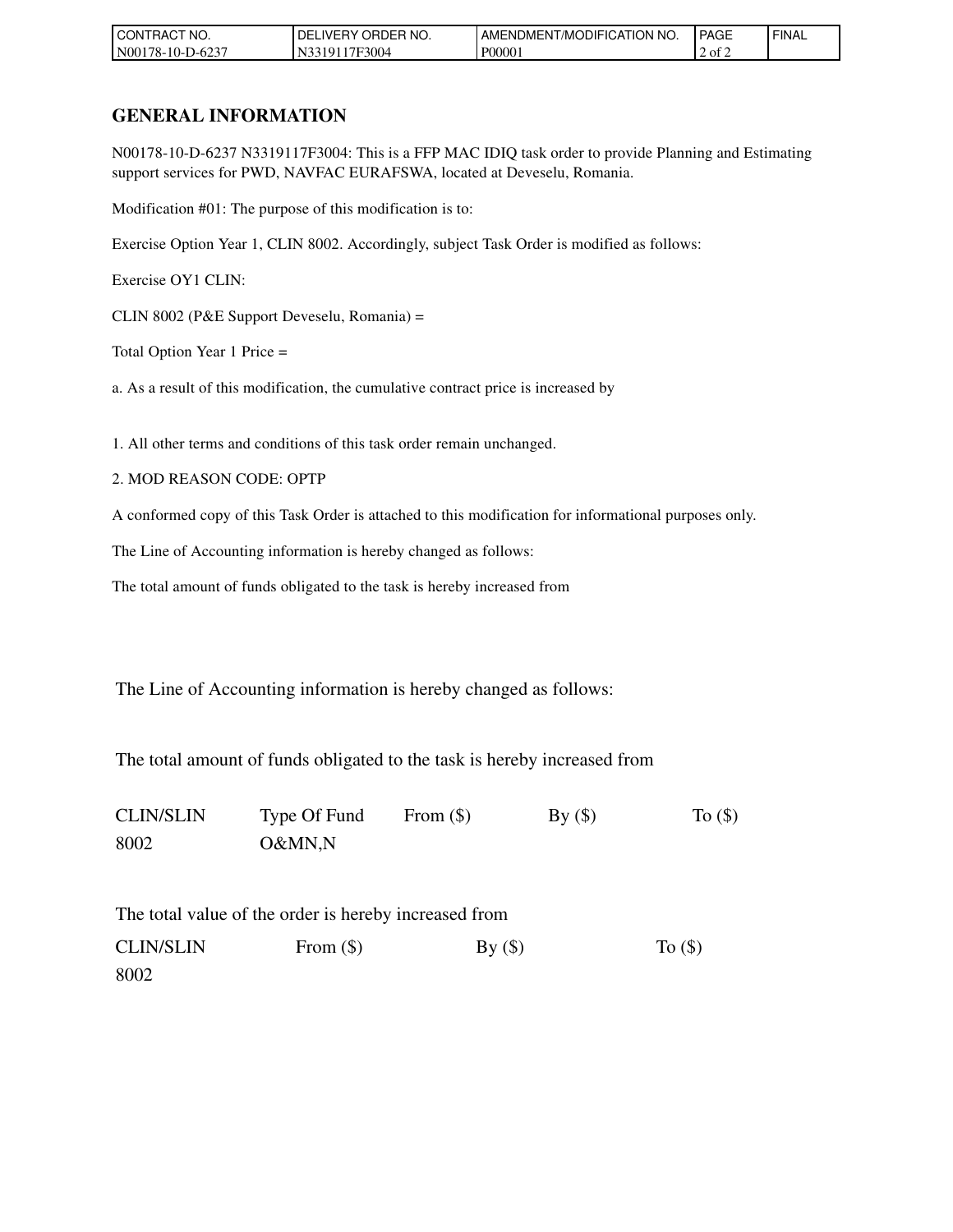## GENERAL INFORMATION

N00178-10-D-6237 N3319117F3004: This is a FFP MAC IDIQ task order to provide Planning and Estimating support services for PWD, NAVFAC EURAFSWA, located at Deveselu, Romania.

Modification #01: The purpose of this modification is to:

Exercise Option Year 1, CLIN 8002. Accordingly, subject Task Order is modified as follows:

Exercise OY1 CLIN:

CLIN 8002 (P&E Support Deveselu, Romania) =

Total Option Year 1 Price =

a. As a result of this modification, the cumulative contract price is increased by

1. All other terms and conditions of this task order remain unchanged.

2. MOD REASON CODE: OPTP

A conformed copy of this Task Order is attached to this modification for informational purposes only.

The Line of Accounting information is hereby changed as follows:

The total amount of funds obligated to the task is hereby increased from

The Line of Accounting information is hereby changed as follows:

The total amount of funds obligated to the task is hereby increased from

| CLIN/SLIN | Type Of Fund | From ($) | By ($) | To ($) |
|---|---|---|---|---|
| 8002 | O&MN,N | | | |

The total value of the order is hereby increased from

| CLIN/SLIN | From ($) | By ($) | To ($) |
|---|---|---|---|
| 8002 | | | |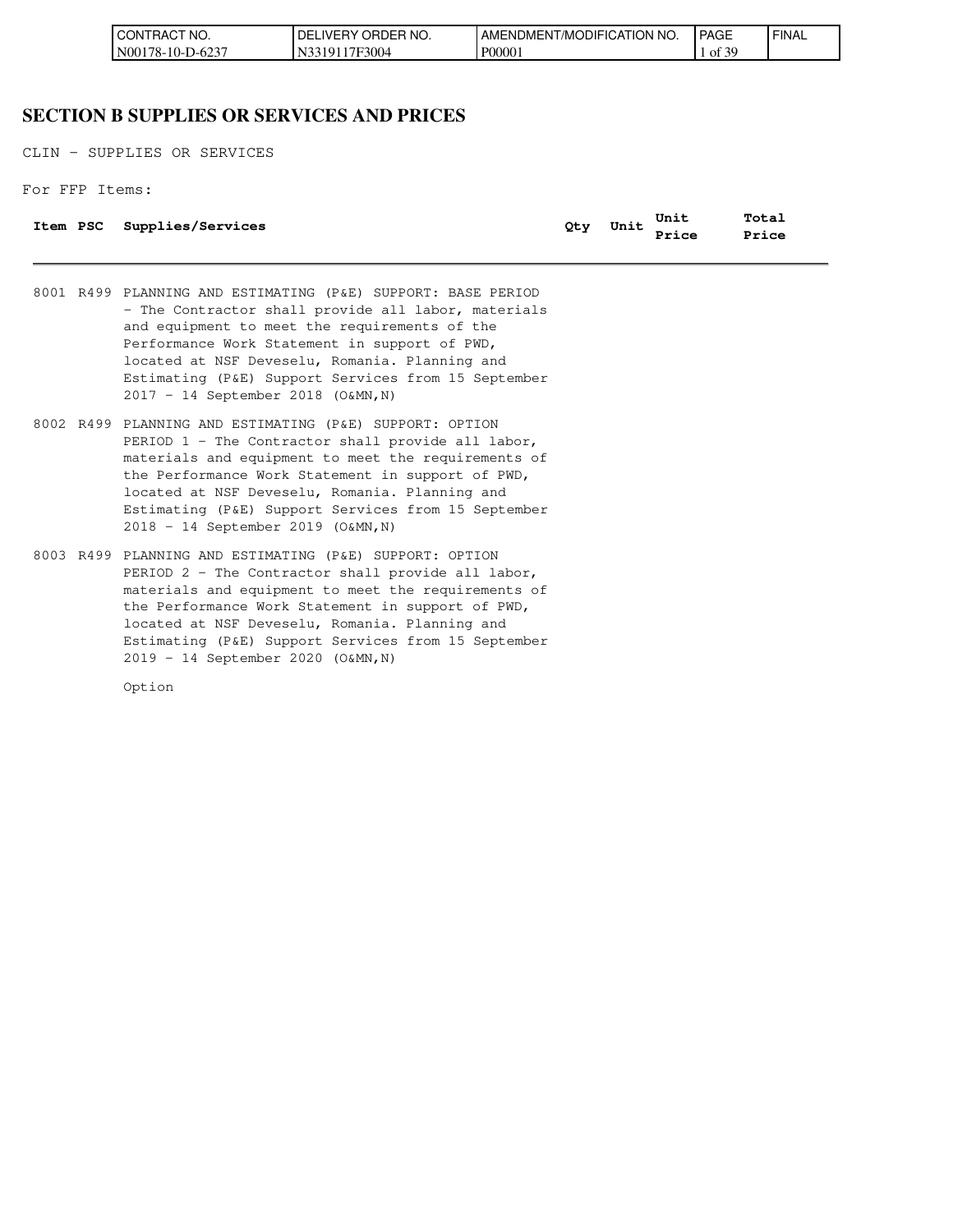# SECTION B SUPPLIES OR SERVICES AND PRICES

CLIN - SUPPLIES OR SERVICES

For FFP Items:

| Item | PSC | Supplies/Services | Qty | Unit | Unit Price | Total Price |
|---|---|---|---|---|---|---|
| 8001 | R499 | PLANNING AND ESTIMATING (P&E) SUPPORT: BASE PERIOD - The Contractor shall provide all labor, materials and equipment to meet the requirements of the Performance Work Statement in support of PWD, located at NSF Deveselu, Romania. Planning and Estimating (P&E) Support Services from 15 September 2017 - 14 September 2018 (O&MN,N) | | | | |
| 8002 | R499 | PLANNING AND ESTIMATING (P&E) SUPPORT: OPTION PERIOD 1 - The Contractor shall provide all labor, materials and equipment to meet the requirements of the Performance Work Statement in support of PWD, located at NSF Deveselu, Romania. Planning and Estimating (P&E) Support Services from 15 September 2018 - 14 September 2019 (O&MN,N) | | | | |
| 8003 | R499 | PLANNING AND ESTIMATING (P&E) SUPPORT: OPTION PERIOD 2 - The Contractor shall provide all labor, materials and equipment to meet the requirements of the Performance Work Statement in support of PWD, located at NSF Deveselu, Romania. Planning and Estimating (P&E) Support Services from 15 September 2019 - 14 September 2020 (O&MN,N)<br><br>Option | | | | |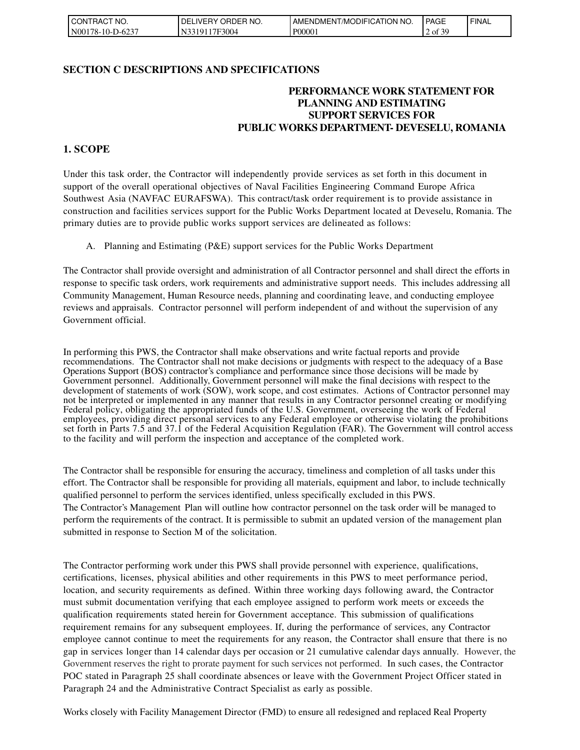## SECTION C DESCRIPTIONS AND SPECIFICATIONS

### PERFORMANCE WORK STATEMENT FOR PLANNING AND ESTIMATING SUPPORT SERVICES FOR PUBLIC WORKS DEPARTMENT- DEVESELU, ROMANIA

## 1. SCOPE

Under this task order, the Contractor will independently provide services as set forth in this document in support of the overall operational objectives of Naval Facilities Engineering Command Europe Africa Southwest Asia (NAVFAC EURAFSWA). This contract/task order requirement is to provide assistance in construction and facilities services support for the Public Works Department located at Deveselu, Romania. The primary duties are to provide public works support services are delineated as follows:

A. Planning and Estimating (P&E) support services for the Public Works Department

The Contractor shall provide oversight and administration of all Contractor personnel and shall direct the efforts in response to specific task orders, work requirements and administrative support needs. This includes addressing all Community Management, Human Resource needs, planning and coordinating leave, and conducting employee reviews and appraisals. Contractor personnel will perform independent of and without the supervision of any Government official.

In performing this PWS, the Contractor shall make observations and write factual reports and provide recommendations. The Contractor shall not make decisions or judgments with respect to the adequacy of a Base Operations Support (BOS) contractor's compliance and performance since those decisions will be made by Government personnel. Additionally, Government personnel will make the final decisions with respect to the development of statements of work (SOW), work scope, and cost estimates. Actions of Contractor personnel may not be interpreted or implemented in any manner that results in any Contractor personnel creating or modifying Federal policy, obligating the appropriated funds of the U.S. Government, overseeing the work of Federal employees, providing direct personal services to any Federal employee or otherwise violating the prohibitions set forth in Parts 7.5 and 37.1 of the Federal Acquisition Regulation (FAR). The Government will control access to the facility and will perform the inspection and acceptance of the completed work.

The Contractor shall be responsible for ensuring the accuracy, timeliness and completion of all tasks under this effort. The Contractor shall be responsible for providing all materials, equipment and labor, to include technically qualified personnel to perform the services identified, unless specifically excluded in this PWS.
The Contractor's Management Plan will outline how contractor personnel on the task order will be managed to perform the requirements of the contract. It is permissible to submit an updated version of the management plan submitted in response to Section M of the solicitation.

The Contractor performing work under this PWS shall provide personnel with experience, qualifications, certifications, licenses, physical abilities and other requirements in this PWS to meet performance period, location, and security requirements as defined. Within three working days following award, the Contractor must submit documentation verifying that each employee assigned to perform work meets or exceeds the qualification requirements stated herein for Government acceptance. This submission of qualifications requirement remains for any subsequent employees. If, during the performance of services, any Contractor employee cannot continue to meet the requirements for any reason, the Contractor shall ensure that there is no gap in services longer than 14 calendar days per occasion or 21 cumulative calendar days annually. However, the Government reserves the right to prorate payment for such services not performed. In such cases, the Contractor POC stated in Paragraph 25 shall coordinate absences or leave with the Government Project Officer stated in Paragraph 24 and the Administrative Contract Specialist as early as possible.

Works closely with Facility Management Director (FMD) to ensure all redesigned and replaced Real Property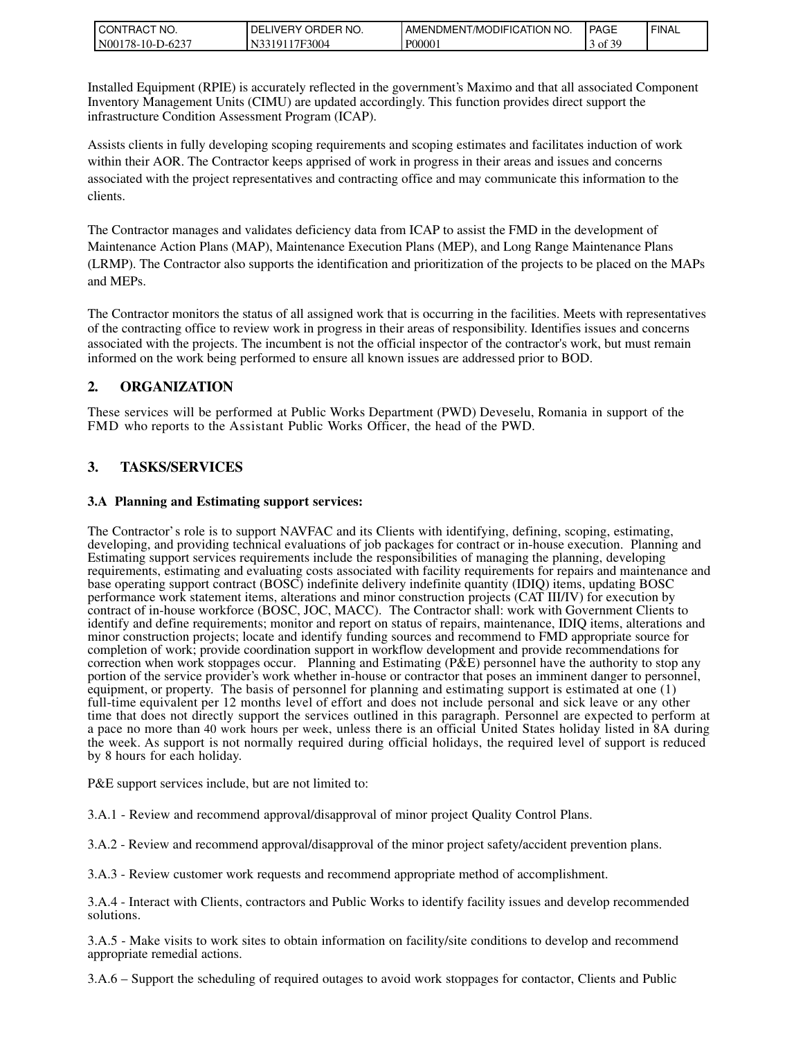Installed Equipment (RPIE) is accurately reflected in the government's Maximo and that all associated Component Inventory Management Units (CIMU) are updated accordingly. This function provides direct support the infrastructure Condition Assessment Program (ICAP).

Assists clients in fully developing scoping requirements and scoping estimates and facilitates induction of work within their AOR. The Contractor keeps apprised of work in progress in their areas and issues and concerns associated with the project representatives and contracting office and may communicate this information to the clients.

The Contractor manages and validates deficiency data from ICAP to assist the FMD in the development of Maintenance Action Plans (MAP), Maintenance Execution Plans (MEP), and Long Range Maintenance Plans (LRMP). The Contractor also supports the identification and prioritization of the projects to be placed on the MAPs and MEPs.

The Contractor monitors the status of all assigned work that is occurring in the facilities. Meets with representatives of the contracting office to review work in progress in their areas of responsibility. Identifies issues and concerns associated with the projects. The incumbent is not the official inspector of the contractor's work, but must remain informed on the work being performed to ensure all known issues are addressed prior to BOD.

## 2. ORGANIZATION

These services will be performed at Public Works Department (PWD) Deveselu, Romania in support of the FMD who reports to the Assistant Public Works Officer, the head of the PWD.

## 3. TASKS/SERVICES

### 3.A Planning and Estimating support services:

The Contractor's role is to support NAVFAC and its Clients with identifying, defining, scoping, estimating, developing, and providing technical evaluations of job packages for contract or in-house execution. Planning and Estimating support services requirements include the responsibilities of managing the planning, developing requirements, estimating and evaluating costs associated with facility requirements for repairs and maintenance and base operating support contract (BOSC) indefinite delivery indefinite quantity (IDIQ) items, updating BOSC performance work statement items, alterations and minor construction projects (CAT III/IV) for execution by contract of in-house workforce (BOSC, JOC, MACC). The Contractor shall: work with Government Clients to identify and define requirements; monitor and report on status of repairs, maintenance, IDIQ items, alterations and minor construction projects; locate and identify funding sources and recommend to FMD appropriate source for completion of work; provide coordination support in workflow development and provide recommendations for correction when work stoppages occur. Planning and Estimating (P&E) personnel have the authority to stop any portion of the service provider's work whether in-house or contractor that poses an imminent danger to personnel, equipment, or property. The basis of personnel for planning and estimating support is estimated at one (1) full-time equivalent per 12 months level of effort and does not include personal and sick leave or any other time that does not directly support the services outlined in this paragraph. Personnel are expected to perform at a pace no more than 40 work hours per week, unless there is an official United States holiday listed in 8A during the week. As support is not normally required during official holidays, the required level of support is reduced by 8 hours for each holiday.

P&E support services include, but are not limited to:

3.A.1 - Review and recommend approval/disapproval of minor project Quality Control Plans.

3.A.2 - Review and recommend approval/disapproval of the minor project safety/accident prevention plans.

3.A.3 - Review customer work requests and recommend appropriate method of accomplishment.

3.A.4 - Interact with Clients, contractors and Public Works to identify facility issues and develop recommended solutions.

3.A.5 - Make visits to work sites to obtain information on facility/site conditions to develop and recommend appropriate remedial actions.

3.A.6 – Support the scheduling of required outages to avoid work stoppages for contactor, Clients and Public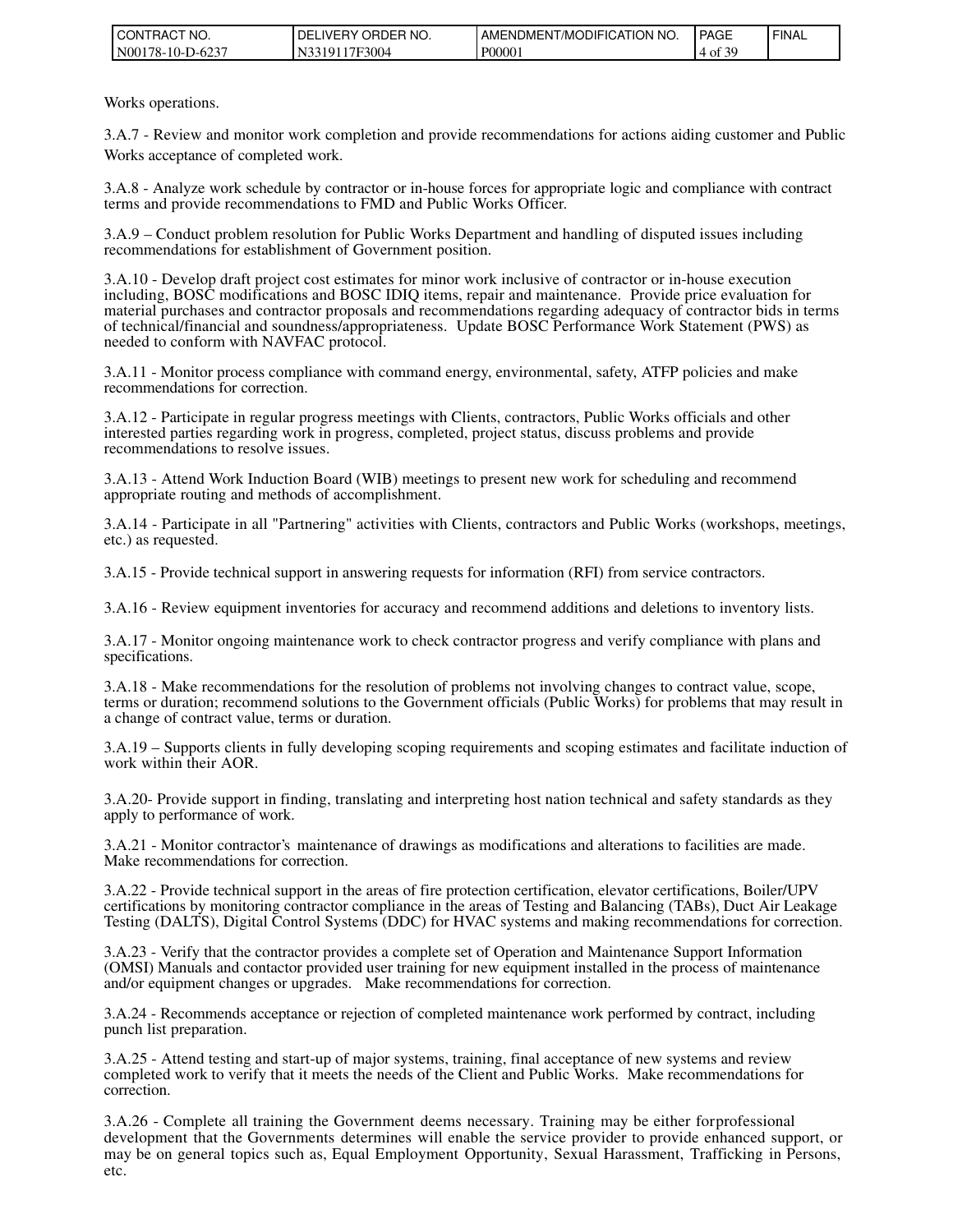Works operations.

3.A.7 - Review and monitor work completion and provide recommendations for actions aiding customer and Public Works acceptance of completed work.

3.A.8 - Analyze work schedule by contractor or in-house forces for appropriate logic and compliance with contract terms and provide recommendations to FMD and Public Works Officer.

3.A.9 – Conduct problem resolution for Public Works Department and handling of disputed issues including recommendations for establishment of Government position.

3.A.10 - Develop draft project cost estimates for minor work inclusive of contractor or in-house execution including, BOSC modifications and BOSC IDIQ items, repair and maintenance. Provide price evaluation for material purchases and contractor proposals and recommendations regarding adequacy of contractor bids in terms of technical/financial and soundness/appropriateness. Update BOSC Performance Work Statement (PWS) as needed to conform with NAVFAC protocol.

3.A.11 - Monitor process compliance with command energy, environmental, safety, ATFP policies and make recommendations for correction.

3.A.12 - Participate in regular progress meetings with Clients, contractors, Public Works officials and other interested parties regarding work in progress, completed, project status, discuss problems and provide recommendations to resolve issues.

3.A.13 - Attend Work Induction Board (WIB) meetings to present new work for scheduling and recommend appropriate routing and methods of accomplishment.

3.A.14 - Participate in all "Partnering" activities with Clients, contractors and Public Works (workshops, meetings, etc.) as requested.

3.A.15 - Provide technical support in answering requests for information (RFI) from service contractors.

3.A.16 - Review equipment inventories for accuracy and recommend additions and deletions to inventory lists.

3.A.17 - Monitor ongoing maintenance work to check contractor progress and verify compliance with plans and specifications.

3.A.18 - Make recommendations for the resolution of problems not involving changes to contract value, scope, terms or duration; recommend solutions to the Government officials (Public Works) for problems that may result in a change of contract value, terms or duration.

3.A.19 – Supports clients in fully developing scoping requirements and scoping estimates and facilitate induction of work within their AOR.

3.A.20- Provide support in finding, translating and interpreting host nation technical and safety standards as they apply to performance of work.

3.A.21 - Monitor contractor's maintenance of drawings as modifications and alterations to facilities are made. Make recommendations for correction.

3.A.22 - Provide technical support in the areas of fire protection certification, elevator certifications, Boiler/UPV certifications by monitoring contractor compliance in the areas of Testing and Balancing (TABs), Duct Air Leakage Testing (DALTS), Digital Control Systems (DDC) for HVAC systems and making recommendations for correction.

3.A.23 - Verify that the contractor provides a complete set of Operation and Maintenance Support Information (OMSI) Manuals and contactor provided user training for new equipment installed in the process of maintenance and/or equipment changes or upgrades. Make recommendations for correction.

3.A.24 - Recommends acceptance or rejection of completed maintenance work performed by contract, including punch list preparation.

3.A.25 - Attend testing and start-up of major systems, training, final acceptance of new systems and review completed work to verify that it meets the needs of the Client and Public Works. Make recommendations for correction.

3.A.26 - Complete all training the Government deems necessary. Training may be either forprofessional development that the Governments determines will enable the service provider to provide enhanced support, or may be on general topics such as, Equal Employment Opportunity, Sexual Harassment, Trafficking in Persons, etc.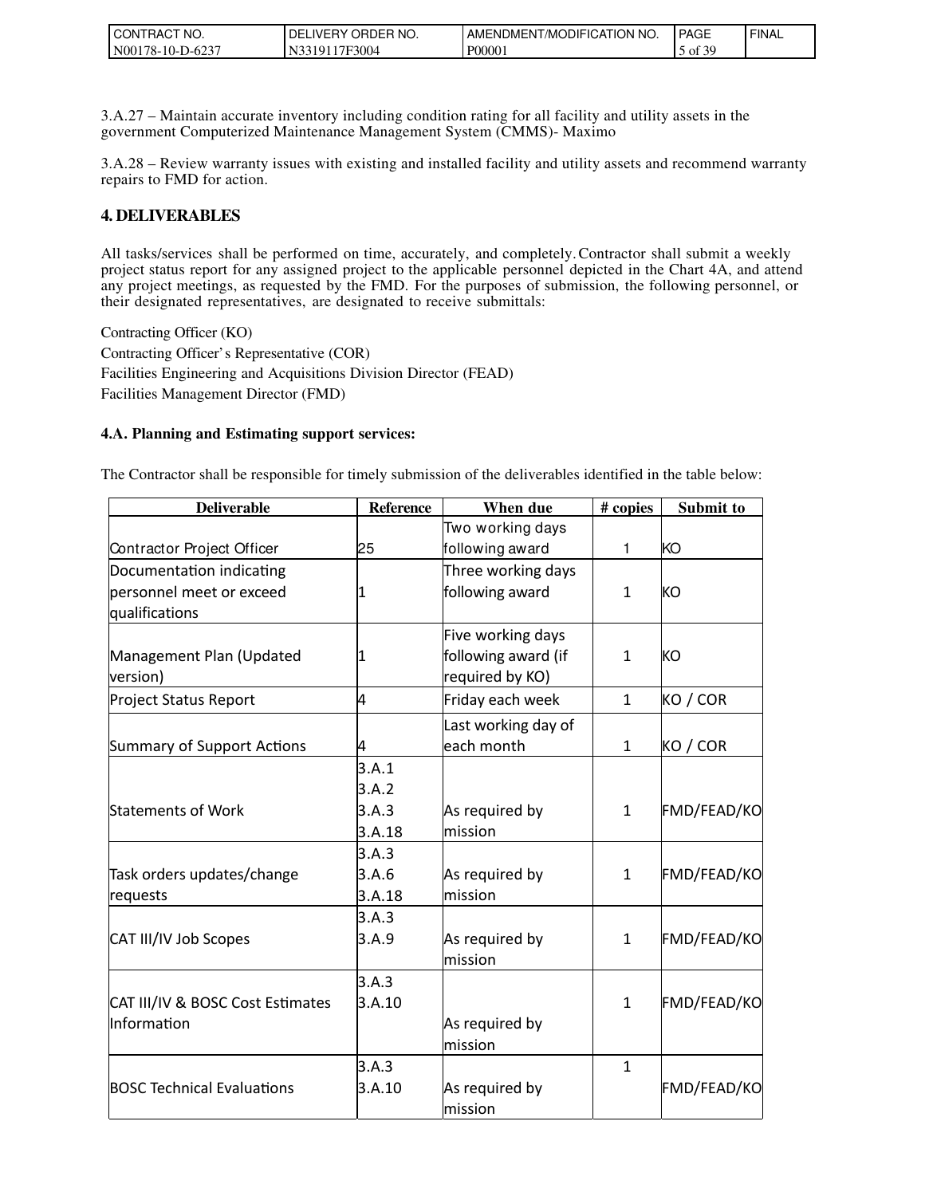3.A.27 – Maintain accurate inventory including condition rating for all facility and utility assets in the government Computerized Maintenance Management System (CMMS)- Maximo

3.A.28 – Review warranty issues with existing and installed facility and utility assets and recommend warranty repairs to FMD for action.

## 4. DELIVERABLES

All tasks/services shall be performed on time, accurately, and completely. Contractor shall submit a weekly project status report for any assigned project to the applicable personnel depicted in the Chart 4A, and attend any project meetings, as requested by the FMD. For the purposes of submission, the following personnel, or their designated representatives, are designated to receive submittals:

Contracting Officer (KO)
Contracting Officer's Representative (COR)
Facilities Engineering and Acquisitions Division Director (FEAD)
Facilities Management Director (FMD)

### 4.A. Planning and Estimating support services:

The Contractor shall be responsible for timely submission of the deliverables identified in the table below:

| Deliverable | Reference | When due | # copies | Submit to |
|---|---|---|---|---|
| Contractor Project Officer | 25 | Two working days following award | 1 | KO |
| Documentation indicating personnel meet or exceed qualifications | 1 | Three working days following award | 1 | KO |
| Management Plan (Updated version) | 1 | Five working days following award (if required by KO) | 1 | KO |
| Project Status Report | 4 | Friday each week | 1 | KO / COR |
| Summary of Support Actions | 4 | Last working day of each month | 1 | KO / COR |
| Statements of Work | 3.A.1 3.A.2 3.A.3 3.A.18 | As required by mission | 1 | FMD/FEAD/KO |
| Task orders updates/change requests | 3.A.3 3.A.6 3.A.18 | As required by mission | 1 | FMD/FEAD/KO |
| CAT III/IV Job Scopes | 3.A.3 3.A.9 | As required by mission | 1 | FMD/FEAD/KO |
| CAT III/IV & BOSC Cost Estimates Information | 3.A.3 3.A.10 | As required by mission | 1 | FMD/FEAD/KO |
| BOSC Technical Evaluations | 3.A.3 3.A.10 | As required by mission | 1 | FMD/FEAD/KO |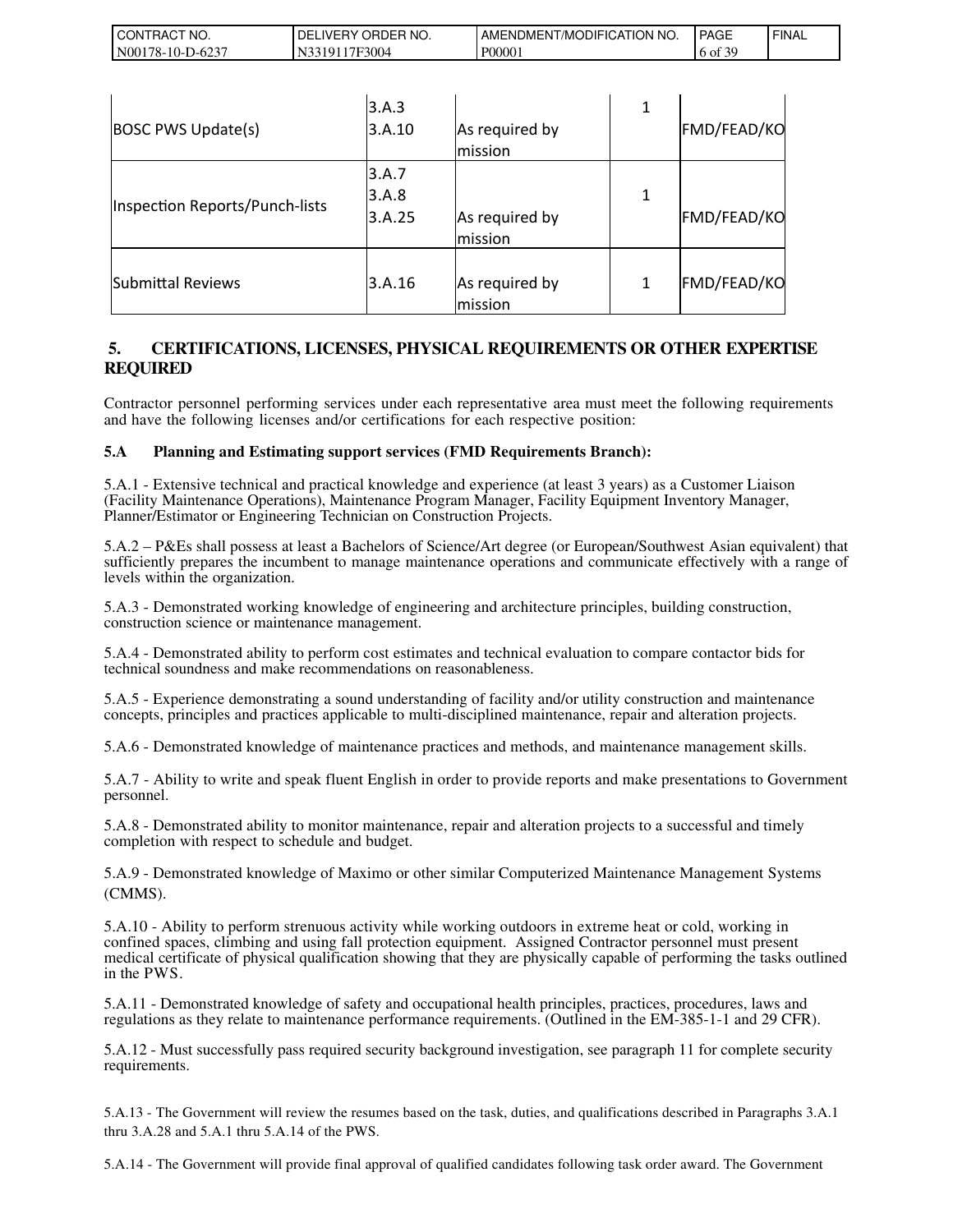| | | | | |
|---|---|---|---|---|
| BOSC PWS Update(s) | 3.A.3<br>3.A.10 | As required by mission | 1 | FMD/FEAD/KO |
| Inspection Reports/Punch-lists | 3.A.7<br>3.A.8<br>3.A.25 | As required by mission | 1 | FMD/FEAD/KO |
| Submittal Reviews | 3.A.16 | As required by mission | 1 | FMD/FEAD/KO |

## 5. CERTIFICATIONS, LICENSES, PHYSICAL REQUIREMENTS OR OTHER EXPERTISE REQUIRED

Contractor personnel performing services under each representative area must meet the following requirements and have the following licenses and/or certifications for each respective position:

### 5.A Planning and Estimating support services (FMD Requirements Branch):

5.A.1 - Extensive technical and practical knowledge and experience (at least 3 years) as a Customer Liaison (Facility Maintenance Operations), Maintenance Program Manager, Facility Equipment Inventory Manager, Planner/Estimator or Engineering Technician on Construction Projects.

5.A.2 – P&Es shall possess at least a Bachelors of Science/Art degree (or European/Southwest Asian equivalent) that sufficiently prepares the incumbent to manage maintenance operations and communicate effectively with a range of levels within the organization.

5.A.3 - Demonstrated working knowledge of engineering and architecture principles, building construction, construction science or maintenance management.

5.A.4 - Demonstrated ability to perform cost estimates and technical evaluation to compare contactor bids for technical soundness and make recommendations on reasonableness.

5.A.5 - Experience demonstrating a sound understanding of facility and/or utility construction and maintenance concepts, principles and practices applicable to multi-disciplined maintenance, repair and alteration projects.

5.A.6 - Demonstrated knowledge of maintenance practices and methods, and maintenance management skills.

5.A.7 - Ability to write and speak fluent English in order to provide reports and make presentations to Government personnel.

5.A.8 - Demonstrated ability to monitor maintenance, repair and alteration projects to a successful and timely completion with respect to schedule and budget.

5.A.9 - Demonstrated knowledge of Maximo or other similar Computerized Maintenance Management Systems (CMMS).

5.A.10 - Ability to perform strenuous activity while working outdoors in extreme heat or cold, working in confined spaces, climbing and using fall protection equipment. Assigned Contractor personnel must present medical certificate of physical qualification showing that they are physically capable of performing the tasks outlined in the PWS.

5.A.11 - Demonstrated knowledge of safety and occupational health principles, practices, procedures, laws and regulations as they relate to maintenance performance requirements. (Outlined in the EM-385-1-1 and 29 CFR).

5.A.12 - Must successfully pass required security background investigation, see paragraph 11 for complete security requirements.

5.A.13 - The Government will review the resumes based on the task, duties, and qualifications described in Paragraphs 3.A.1 thru 3.A.28 and 5.A.1 thru 5.A.14 of the PWS.

5.A.14 - The Government will provide final approval of qualified candidates following task order award. The Government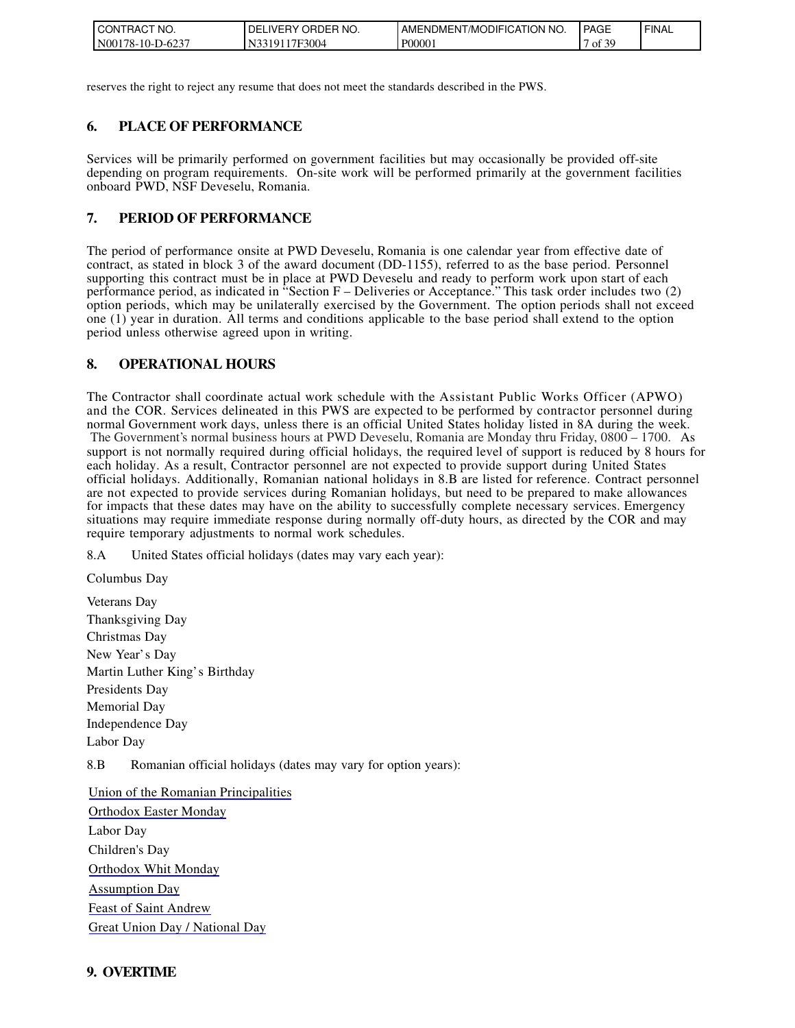reserves the right to reject any resume that does not meet the standards described in the PWS.

## 6. PLACE OF PERFORMANCE

Services will be primarily performed on government facilities but may occasionally be provided off-site depending on program requirements. On-site work will be performed primarily at the government facilities onboard PWD, NSF Deveselu, Romania.

## 7. PERIOD OF PERFORMANCE

The period of performance onsite at PWD Deveselu, Romania is one calendar year from effective date of contract, as stated in block 3 of the award document (DD-1155), referred to as the base period. Personnel supporting this contract must be in place at PWD Deveselu and ready to perform work upon start of each performance period, as indicated in "Section F – Deliveries or Acceptance." This task order includes two (2) option periods, which may be unilaterally exercised by the Government. The option periods shall not exceed one (1) year in duration. All terms and conditions applicable to the base period shall extend to the option period unless otherwise agreed upon in writing.

## 8. OPERATIONAL HOURS

The Contractor shall coordinate actual work schedule with the Assistant Public Works Officer (APWO) and the COR. Services delineated in this PWS are expected to be performed by contractor personnel during normal Government work days, unless there is an official United States holiday listed in 8A during the week. The Government's normal business hours at PWD Deveselu, Romania are Monday thru Friday, 0800 – 1700. As support is not normally required during official holidays, the required level of support is reduced by 8 hours for each holiday. As a result, Contractor personnel are not expected to provide support during United States official holidays. Additionally, Romanian national holidays in 8.B are listed for reference. Contract personnel are not expected to provide services during Romanian holidays, but need to be prepared to make allowances for impacts that these dates may have on the ability to successfully complete necessary services. Emergency situations may require immediate response during normally off-duty hours, as directed by the COR and may require temporary adjustments to normal work schedules.

8.A United States official holidays (dates may vary each year):

Columbus Day

Veterans Day

Thanksgiving Day

Christmas Day

New Year's Day

Martin Luther King's Birthday

Presidents Day

Memorial Day

Independence Day

Labor Day

8.B Romanian official holidays (dates may vary for option years):

Union of the Romanian Principalities

Orthodox Easter Monday

Labor Day

Children's Day

Orthodox Whit Monday

Assumption Day

Feast of Saint Andrew

Great Union Day / National Day

## 9. OVERTIME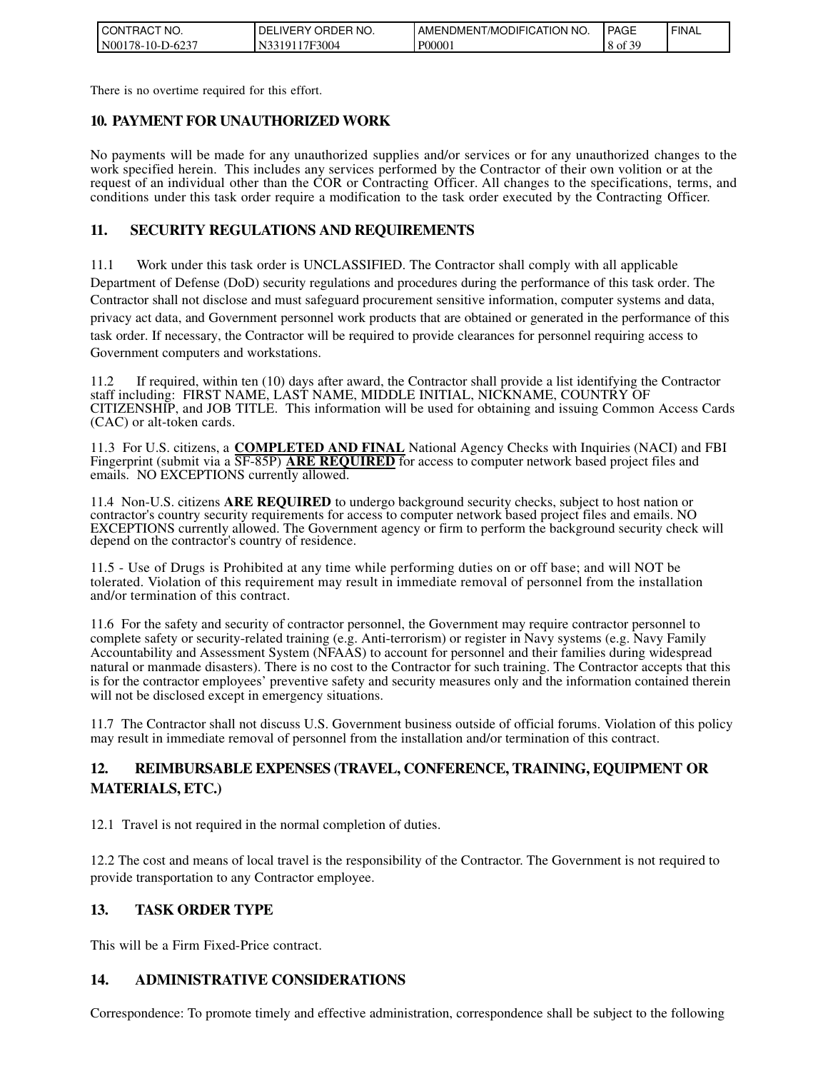There is no overtime required for this effort.

## 10. PAYMENT FOR UNAUTHORIZED WORK

No payments will be made for any unauthorized supplies and/or services or for any unauthorized changes to the work specified herein. This includes any services performed by the Contractor of their own volition or at the request of an individual other than the COR or Contracting Officer. All changes to the specifications, terms, and conditions under this task order require a modification to the task order executed by the Contracting Officer.

## 11. SECURITY REGULATIONS AND REQUIREMENTS

11.1 Work under this task order is UNCLASSIFIED. The Contractor shall comply with all applicable Department of Defense (DoD) security regulations and procedures during the performance of this task order. The Contractor shall not disclose and must safeguard procurement sensitive information, computer systems and data, privacy act data, and Government personnel work products that are obtained or generated in the performance of this task order. If necessary, the Contractor will be required to provide clearances for personnel requiring access to Government computers and workstations.

11.2 If required, within ten (10) days after award, the Contractor shall provide a list identifying the Contractor staff including: FIRST NAME, LAST NAME, MIDDLE INITIAL, NICKNAME, COUNTRY OF CITIZENSHIP, and JOB TITLE. This information will be used for obtaining and issuing Common Access Cards (CAC) or alt-token cards.

11.3 For U.S. citizens, a **COMPLETED AND FINAL** National Agency Checks with Inquiries (NACI) and FBI Fingerprint (submit via a SF-85P) **ARE REQUIRED** for access to computer network based project files and emails. NO EXCEPTIONS currently allowed.

11.4 Non-U.S. citizens **ARE REQUIRED** to undergo background security checks, subject to host nation or contractor's country security requirements for access to computer network based project files and emails. NO EXCEPTIONS currently allowed. The Government agency or firm to perform the background security check will depend on the contractor's country of residence.

11.5 - Use of Drugs is Prohibited at any time while performing duties on or off base; and will NOT be tolerated. Violation of this requirement may result in immediate removal of personnel from the installation and/or termination of this contract.

11.6 For the safety and security of contractor personnel, the Government may require contractor personnel to complete safety or security-related training (e.g. Anti-terrorism) or register in Navy systems (e.g. Navy Family Accountability and Assessment System (NFAAS) to account for personnel and their families during widespread natural or manmade disasters). There is no cost to the Contractor for such training. The Contractor accepts that this is for the contractor employees' preventive safety and security measures only and the information contained therein will not be disclosed except in emergency situations.

11.7 The Contractor shall not discuss U.S. Government business outside of official forums. Violation of this policy may result in immediate removal of personnel from the installation and/or termination of this contract.

## 12. REIMBURSABLE EXPENSES (TRAVEL, CONFERENCE, TRAINING, EQUIPMENT OR MATERIALS, ETC.)

12.1 Travel is not required in the normal completion of duties.

12.2 The cost and means of local travel is the responsibility of the Contractor. The Government is not required to provide transportation to any Contractor employee.

## 13. TASK ORDER TYPE

This will be a Firm Fixed-Price contract.

## 14. ADMINISTRATIVE CONSIDERATIONS

Correspondence: To promote timely and effective administration, correspondence shall be subject to the following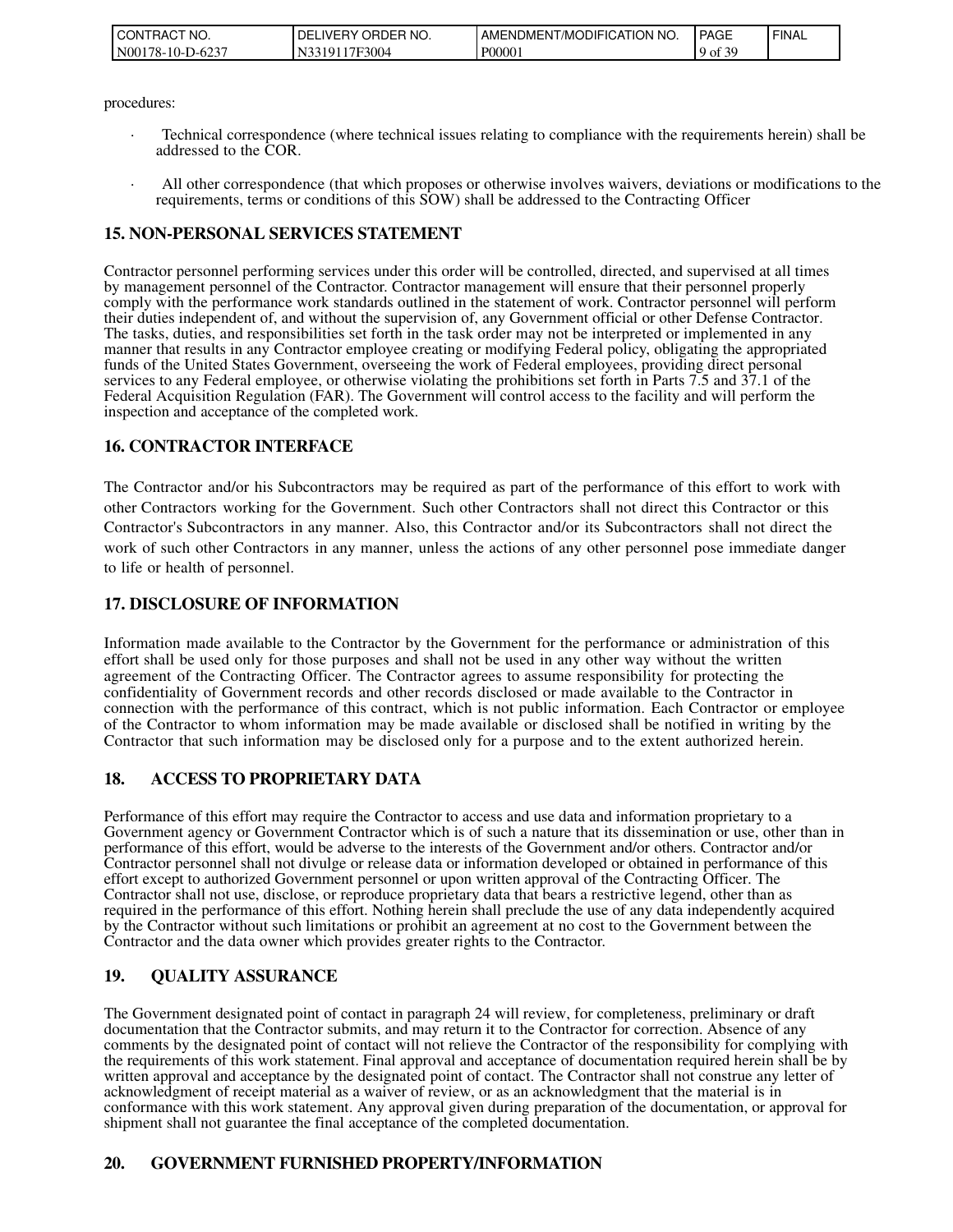procedures:

- Technical correspondence (where technical issues relating to compliance with the requirements herein) shall be addressed to the COR.
- All other correspondence (that which proposes or otherwise involves waivers, deviations or modifications to the requirements, terms or conditions of this SOW) shall be addressed to the Contracting Officer

## 15. NON-PERSONAL SERVICES STATEMENT

Contractor personnel performing services under this order will be controlled, directed, and supervised at all times by management personnel of the Contractor. Contractor management will ensure that their personnel properly comply with the performance work standards outlined in the statement of work. Contractor personnel will perform their duties independent of, and without the supervision of, any Government official or other Defense Contractor. The tasks, duties, and responsibilities set forth in the task order may not be interpreted or implemented in any manner that results in any Contractor employee creating or modifying Federal policy, obligating the appropriated funds of the United States Government, overseeing the work of Federal employees, providing direct personal services to any Federal employee, or otherwise violating the prohibitions set forth in Parts 7.5 and 37.1 of the Federal Acquisition Regulation (FAR). The Government will control access to the facility and will perform the inspection and acceptance of the completed work.

## 16. CONTRACTOR INTERFACE

The Contractor and/or his Subcontractors may be required as part of the performance of this effort to work with other Contractors working for the Government. Such other Contractors shall not direct this Contractor or this Contractor's Subcontractors in any manner. Also, this Contractor and/or its Subcontractors shall not direct the work of such other Contractors in any manner, unless the actions of any other personnel pose immediate danger to life or health of personnel.

## 17. DISCLOSURE OF INFORMATION

Information made available to the Contractor by the Government for the performance or administration of this effort shall be used only for those purposes and shall not be used in any other way without the written agreement of the Contracting Officer. The Contractor agrees to assume responsibility for protecting the confidentiality of Government records and other records disclosed or made available to the Contractor in connection with the performance of this contract, which is not public information. Each Contractor or employee of the Contractor to whom information may be made available or disclosed shall be notified in writing by the Contractor that such information may be disclosed only for a purpose and to the extent authorized herein.

## 18. ACCESS TO PROPRIETARY DATA

Performance of this effort may require the Contractor to access and use data and information proprietary to a Government agency or Government Contractor which is of such a nature that its dissemination or use, other than in performance of this effort, would be adverse to the interests of the Government and/or others. Contractor and/or Contractor personnel shall not divulge or release data or information developed or obtained in performance of this effort except to authorized Government personnel or upon written approval of the Contracting Officer. The Contractor shall not use, disclose, or reproduce proprietary data that bears a restrictive legend, other than as required in the performance of this effort. Nothing herein shall preclude the use of any data independently acquired by the Contractor without such limitations or prohibit an agreement at no cost to the Government between the Contractor and the data owner which provides greater rights to the Contractor.

## 19. QUALITY ASSURANCE

The Government designated point of contact in paragraph 24 will review, for completeness, preliminary or draft documentation that the Contractor submits, and may return it to the Contractor for correction. Absence of any comments by the designated point of contact will not relieve the Contractor of the responsibility for complying with the requirements of this work statement. Final approval and acceptance of documentation required herein shall be by written approval and acceptance by the designated point of contact. The Contractor shall not construe any letter of acknowledgment of receipt material as a waiver of review, or as an acknowledgment that the material is in conformance with this work statement. Any approval given during preparation of the documentation, or approval for shipment shall not guarantee the final acceptance of the completed documentation.

## 20. GOVERNMENT FURNISHED PROPERTY/INFORMATION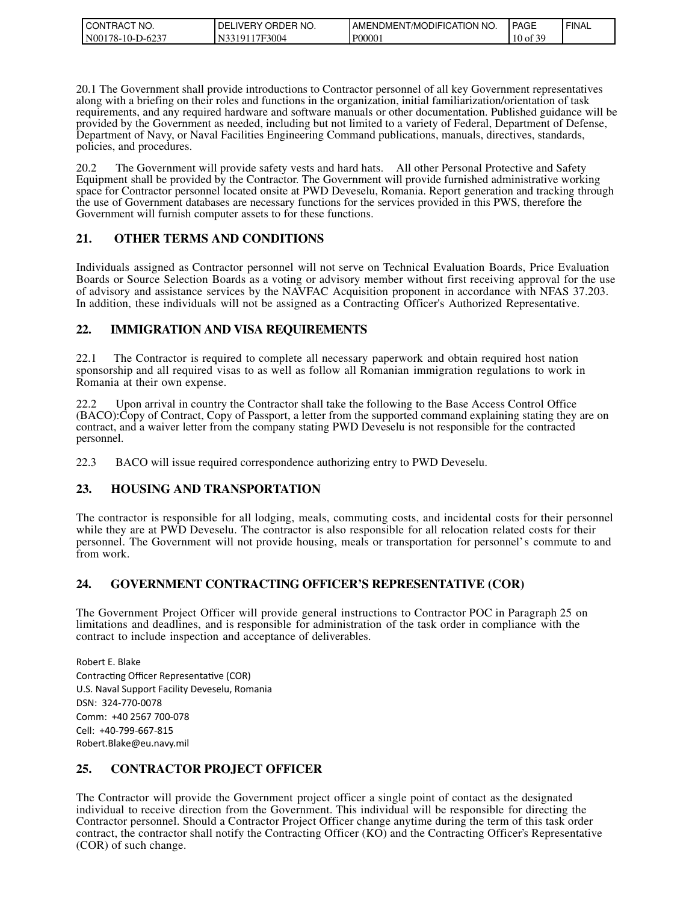20.1 The Government shall provide introductions to Contractor personnel of all key Government representatives along with a briefing on their roles and functions in the organization, initial familiarization/orientation of task requirements, and any required hardware and software manuals or other documentation. Published guidance will be provided by the Government as needed, including but not limited to a variety of Federal, Department of Defense, Department of Navy, or Naval Facilities Engineering Command publications, manuals, directives, standards, policies, and procedures.

20.2 The Government will provide safety vests and hard hats. All other Personal Protective and Safety Equipment shall be provided by the Contractor. The Government will provide furnished administrative working space for Contractor personnel located onsite at PWD Deveselu, Romania. Report generation and tracking through the use of Government databases are necessary functions for the services provided in this PWS, therefore the Government will furnish computer assets to for these functions.

## 21. OTHER TERMS AND CONDITIONS

Individuals assigned as Contractor personnel will not serve on Technical Evaluation Boards, Price Evaluation Boards or Source Selection Boards as a voting or advisory member without first receiving approval for the use of advisory and assistance services by the NAVFAC Acquisition proponent in accordance with NFAS 37.203. In addition, these individuals will not be assigned as a Contracting Officer's Authorized Representative.

## 22. IMMIGRATION AND VISA REQUIREMENTS

22.1 The Contractor is required to complete all necessary paperwork and obtain required host nation sponsorship and all required visas to as well as follow all Romanian immigration regulations to work in Romania at their own expense.

22.2 Upon arrival in country the Contractor shall take the following to the Base Access Control Office (BACO):Copy of Contract, Copy of Passport, a letter from the supported command explaining stating they are on contract, and a waiver letter from the company stating PWD Deveselu is not responsible for the contracted personnel.

22.3 BACO will issue required correspondence authorizing entry to PWD Deveselu.

## 23. HOUSING AND TRANSPORTATION

The contractor is responsible for all lodging, meals, commuting costs, and incidental costs for their personnel while they are at PWD Deveselu. The contractor is also responsible for all relocation related costs for their personnel. The Government will not provide housing, meals or transportation for personnel's commute to and from work.

## 24. GOVERNMENT CONTRACTING OFFICER'S REPRESENTATIVE (COR)

The Government Project Officer will provide general instructions to Contractor POC in Paragraph 25 on limitations and deadlines, and is responsible for administration of the task order in compliance with the contract to include inspection and acceptance of deliverables.

Robert E. Blake
Contracting Officer Representative (COR)
U.S. Naval Support Facility Deveselu, Romania
DSN: 324-770-0078
Comm: +40 2567 700-078
Cell: +40-799-667-815
Robert.Blake@eu.navy.mil

## 25. CONTRACTOR PROJECT OFFICER

The Contractor will provide the Government project officer a single point of contact as the designated individual to receive direction from the Government. This individual will be responsible for directing the Contractor personnel. Should a Contractor Project Officer change anytime during the term of this task order contract, the contractor shall notify the Contracting Officer (KO) and the Contracting Officer's Representative (COR) of such change.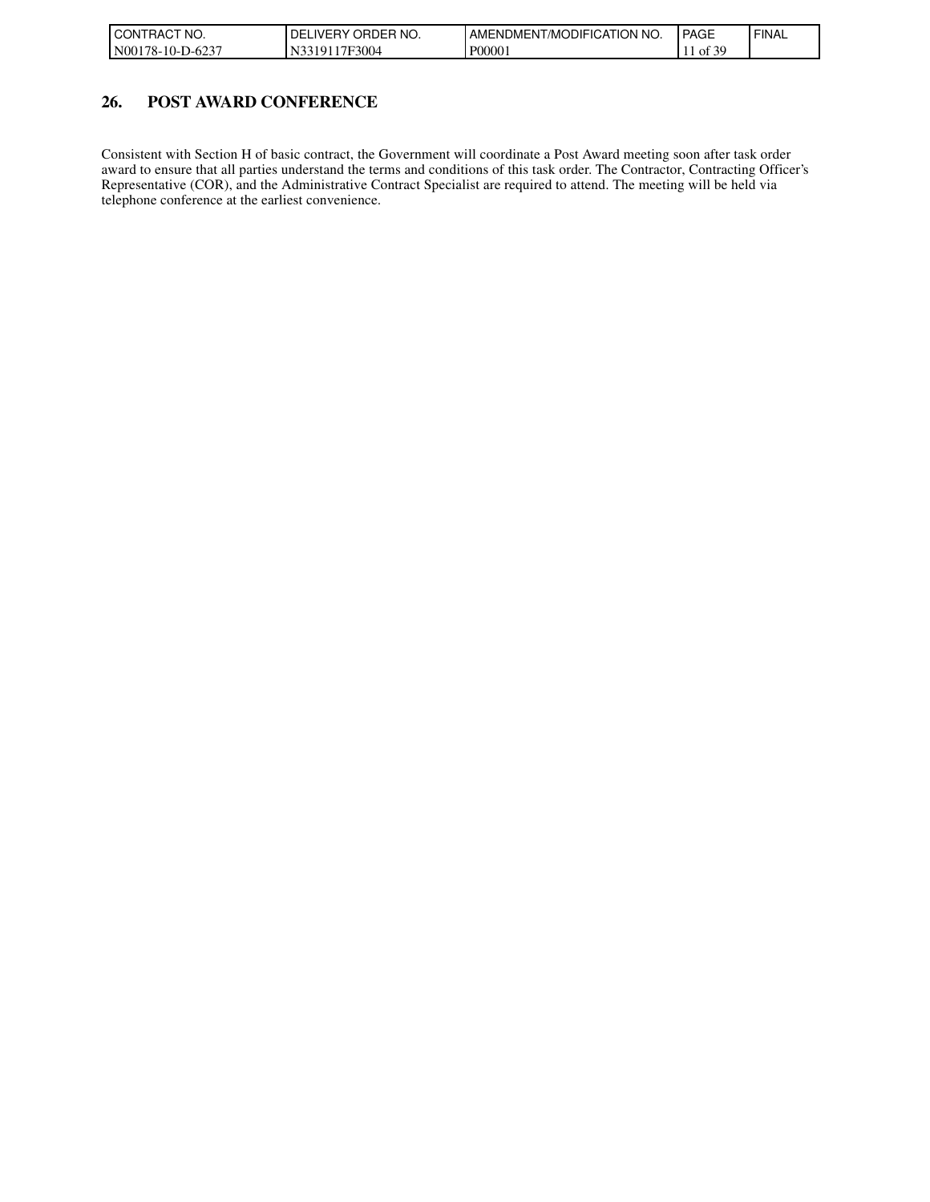## 26. POST AWARD CONFERENCE

Consistent with Section H of basic contract, the Government will coordinate a Post Award meeting soon after task order award to ensure that all parties understand the terms and conditions of this task order. The Contractor, Contracting Officer's Representative (COR), and the Administrative Contract Specialist are required to attend. The meeting will be held via telephone conference at the earliest convenience.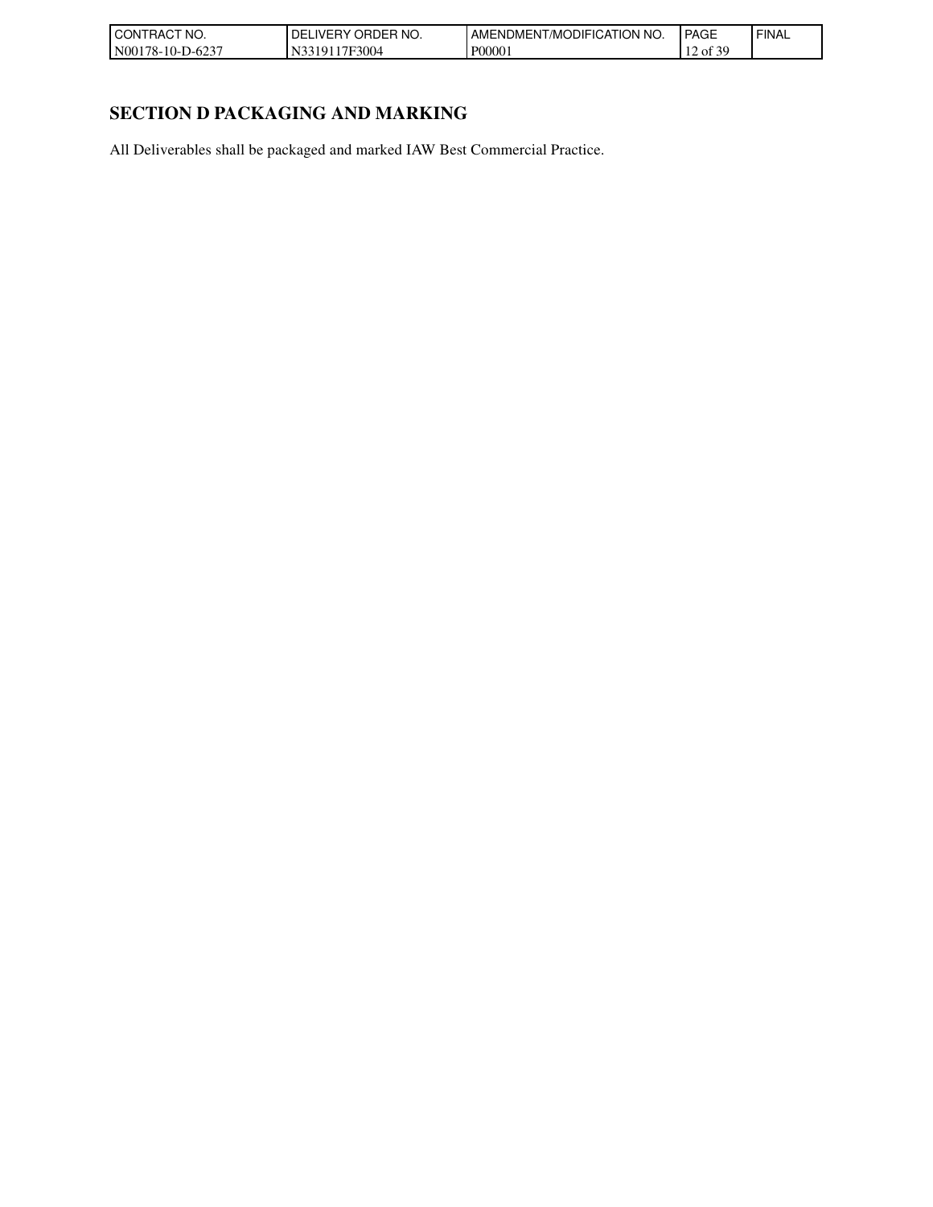## SECTION D PACKAGING AND MARKING

All Deliverables shall be packaged and marked IAW Best Commercial Practice.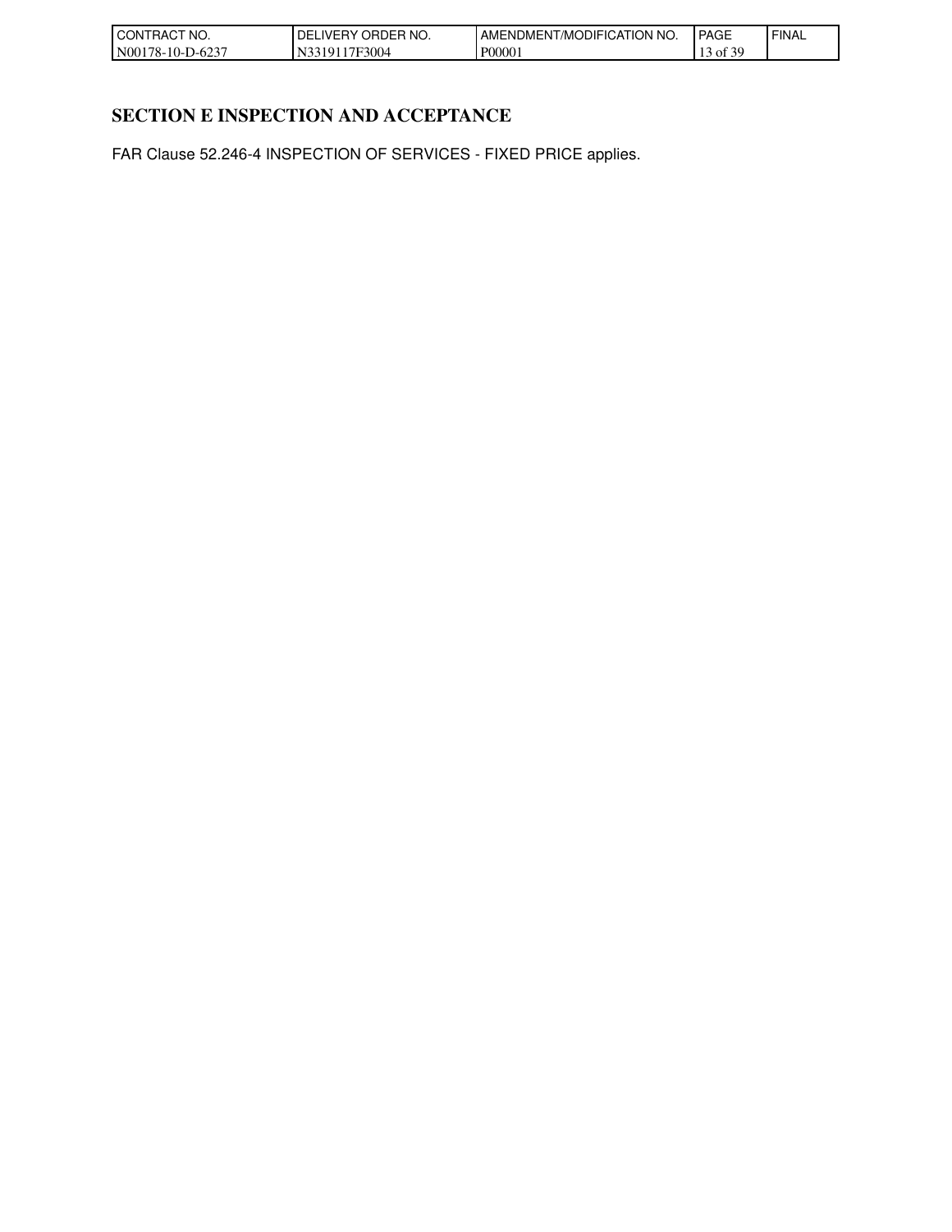## SECTION E INSPECTION AND ACCEPTANCE

FAR Clause 52.246-4 INSPECTION OF SERVICES - FIXED PRICE applies.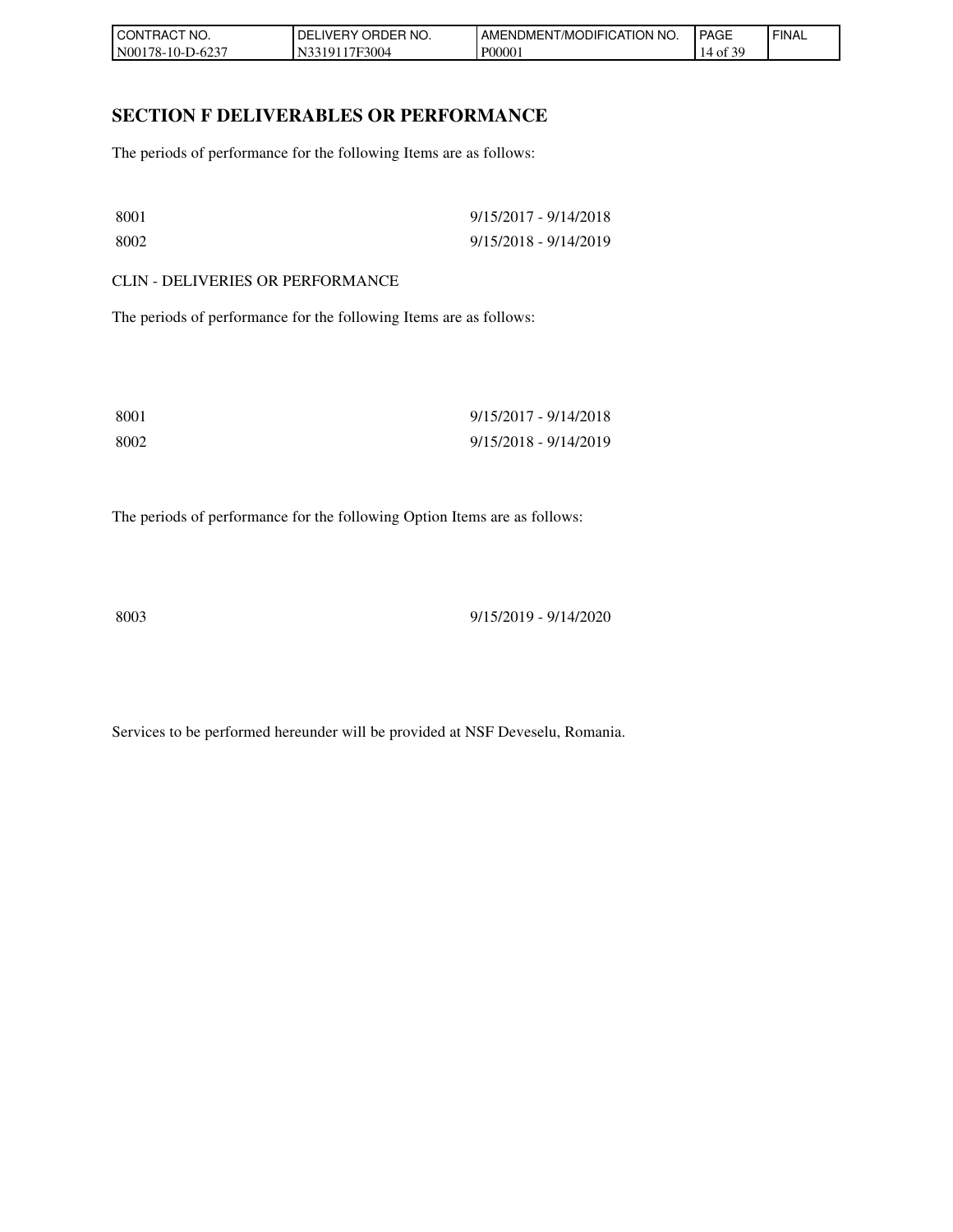## SECTION F DELIVERABLES OR PERFORMANCE

The periods of performance for the following Items are as follows:

| | |
|---|---|
| 8001 | 9/15/2017 - 9/14/2018 |
| 8002 | 9/15/2018 - 9/14/2019 |

CLIN - DELIVERIES OR PERFORMANCE

The periods of performance for the following Items are as follows:

| | |
|---|---|
| 8001 | 9/15/2017 - 9/14/2018 |
| 8002 | 9/15/2018 - 9/14/2019 |

The periods of performance for the following Option Items are as follows:

| | |
|---|---|
| 8003 | 9/15/2019 - 9/14/2020 |

Services to be performed hereunder will be provided at NSF Deveselu, Romania.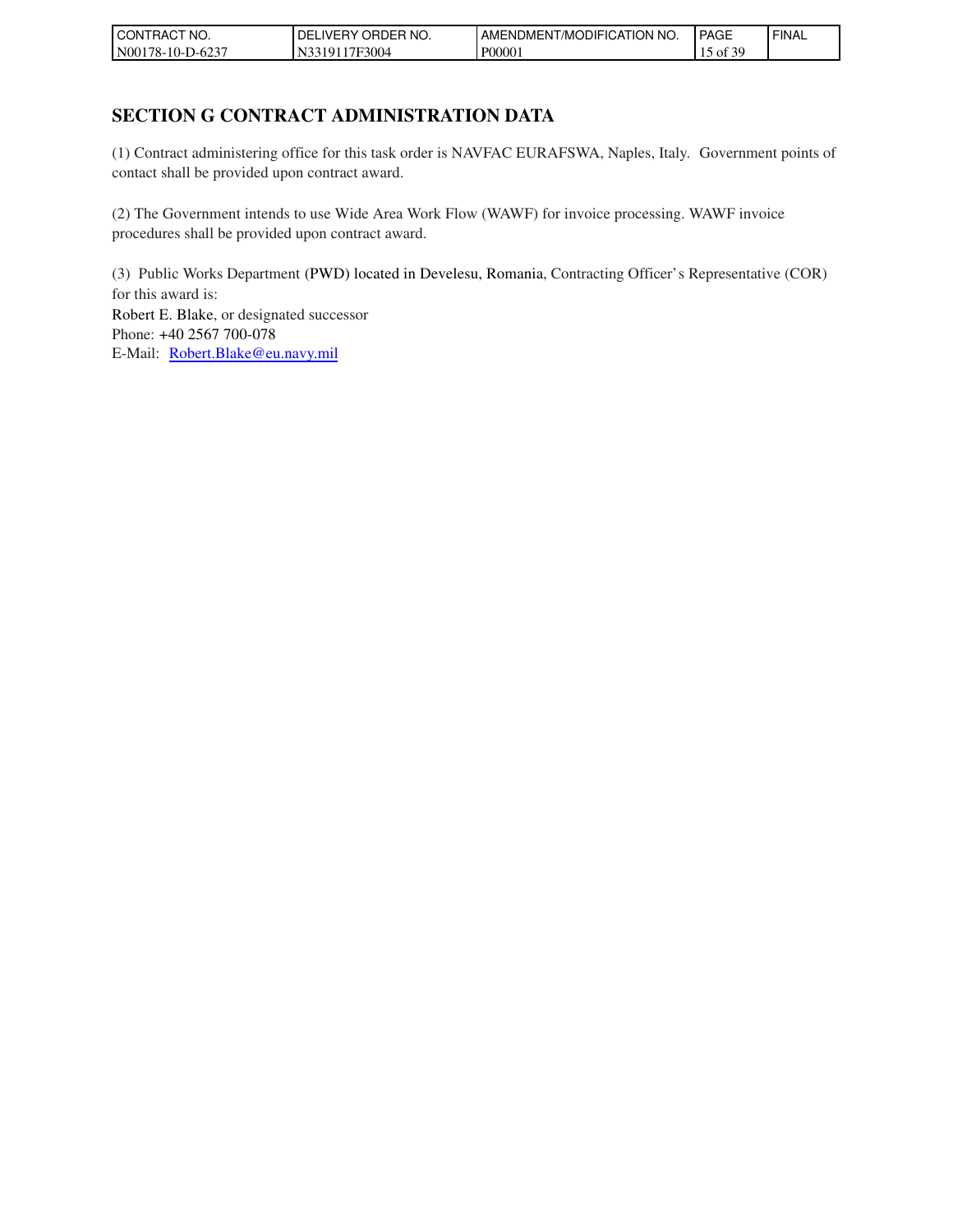# SECTION G CONTRACT ADMINISTRATION DATA

(1) Contract administering office for this task order is NAVFAC EURAFSWA, Naples, Italy. Government points of contact shall be provided upon contract award.

(2) The Government intends to use Wide Area Work Flow (WAWF) for invoice processing. WAWF invoice procedures shall be provided upon contract award.

(3) Public Works Department (PWD) located in Develesu, Romania, Contracting Officer's Representative (COR) for this award is:
Robert E. Blake, or designated successor
Phone: +40 2567 700-078
E-Mail: Robert.Blake@eu.navy.mil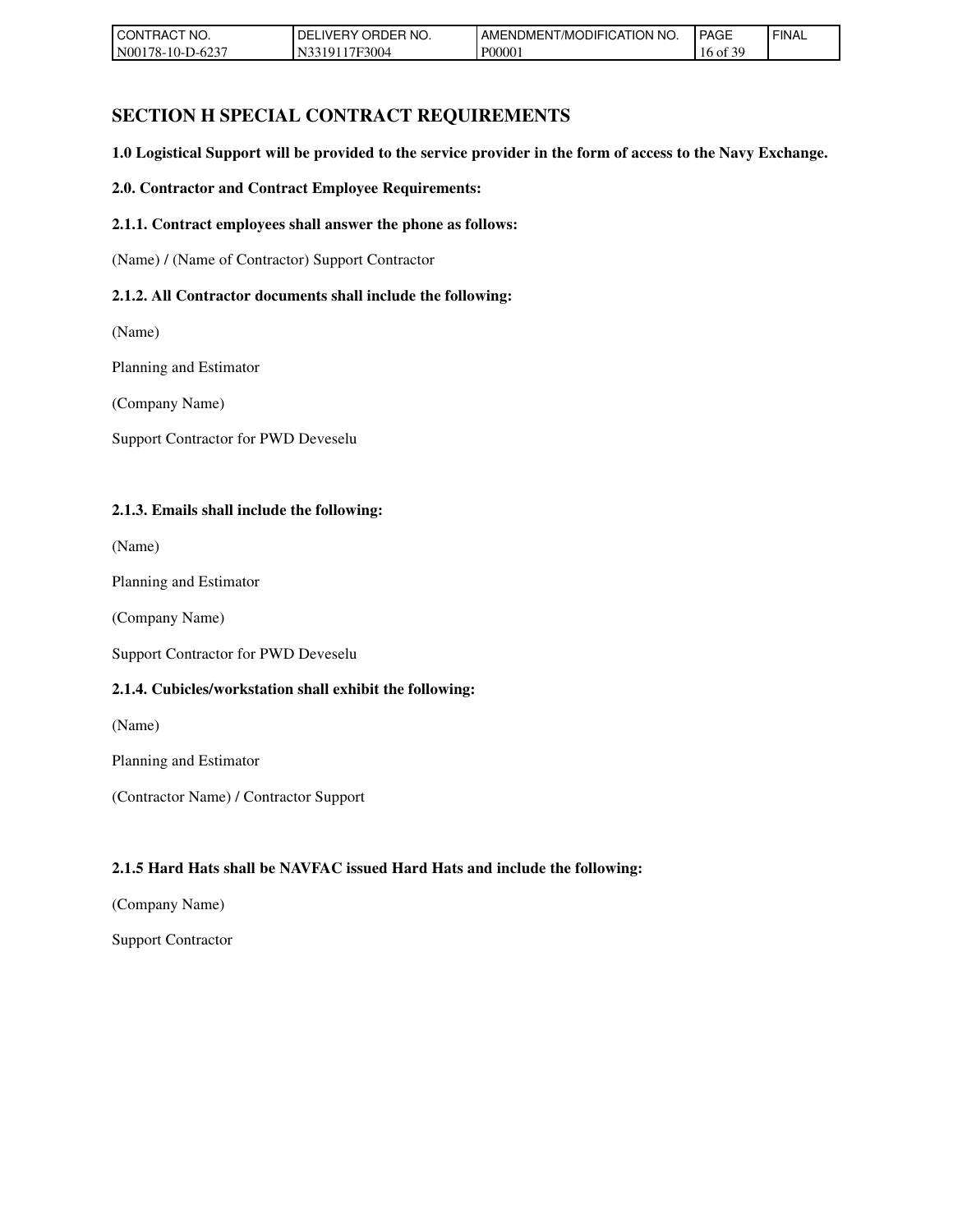## SECTION H SPECIAL CONTRACT REQUIREMENTS

**1.0 Logistical Support will be provided to the service provider in the form of access to the Navy Exchange.**

**2.0. Contractor and Contract Employee Requirements:**

**2.1.1. Contract employees shall answer the phone as follows:**

(Name) / (Name of Contractor) Support Contractor

**2.1.2. All Contractor documents shall include the following:**

(Name)

Planning and Estimator

(Company Name)

Support Contractor for PWD Deveselu

**2.1.3. Emails shall include the following:**

(Name)

Planning and Estimator

(Company Name)

Support Contractor for PWD Deveselu

**2.1.4. Cubicles/workstation shall exhibit the following:**

(Name)

Planning and Estimator

(Contractor Name) / Contractor Support

**2.1.5 Hard Hats shall be NAVFAC issued Hard Hats and include the following:**

(Company Name)

Support Contractor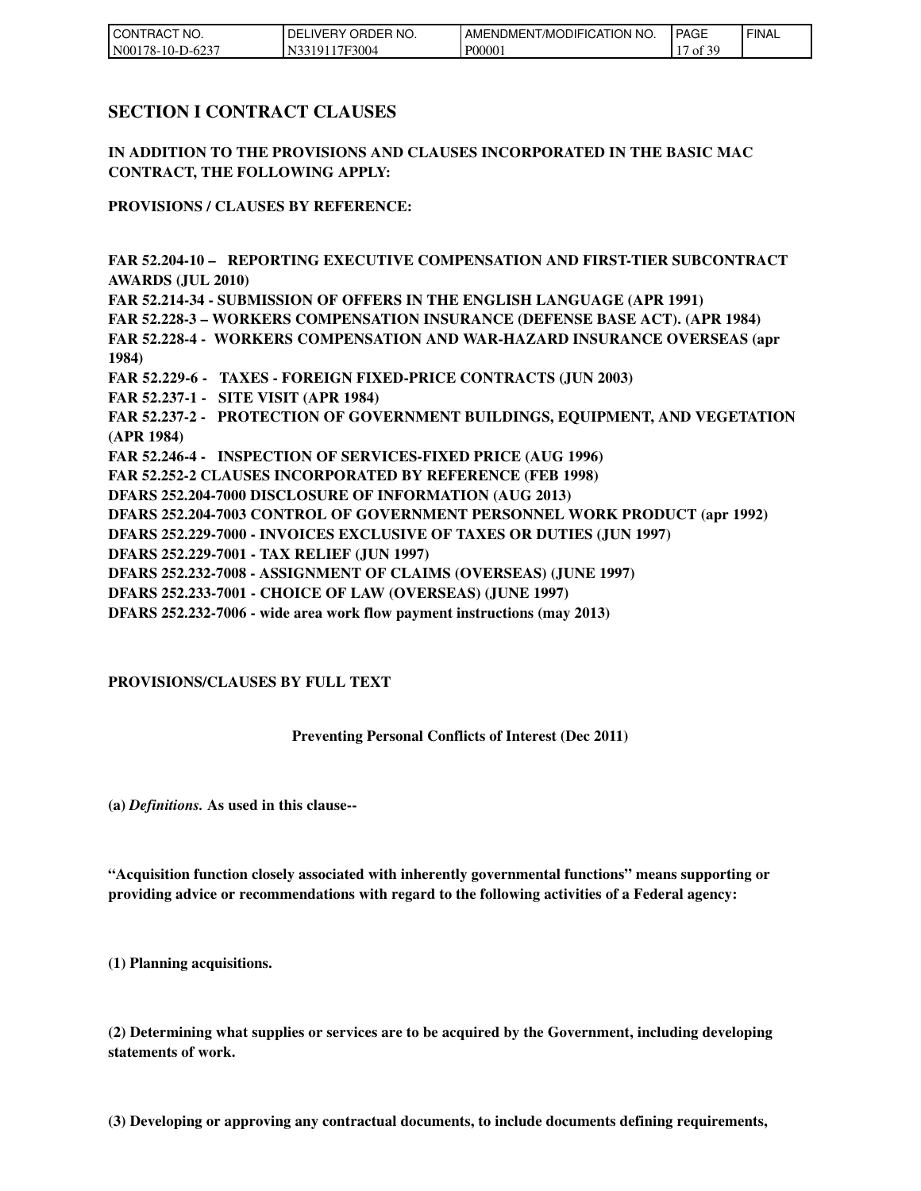## SECTION I CONTRACT CLAUSES

**IN ADDITION TO THE PROVISIONS AND CLAUSES INCORPORATED IN THE BASIC MAC CONTRACT, THE FOLLOWING APPLY:**

**PROVISIONS / CLAUSES BY REFERENCE:**

**FAR 52.204-10 – REPORTING EXECUTIVE COMPENSATION AND FIRST-TIER SUBCONTRACT AWARDS (JUL 2010)**
**FAR 52.214-34 - SUBMISSION OF OFFERS IN THE ENGLISH LANGUAGE (APR 1991)**
**FAR 52.228-3 – WORKERS COMPENSATION INSURANCE (DEFENSE BASE ACT). (APR 1984)**
**FAR 52.228-4 - WORKERS COMPENSATION AND WAR-HAZARD INSURANCE OVERSEAS (apr 1984)**
**FAR 52.229-6 - TAXES - FOREIGN FIXED-PRICE CONTRACTS (JUN 2003)**
**FAR 52.237-1 - SITE VISIT (APR 1984)**
**FAR 52.237-2 - PROTECTION OF GOVERNMENT BUILDINGS, EQUIPMENT, AND VEGETATION (APR 1984)**
**FAR 52.246-4 - INSPECTION OF SERVICES-FIXED PRICE (AUG 1996)**
**FAR 52.252-2 CLAUSES INCORPORATED BY REFERENCE (FEB 1998)**
**DFARS 252.204-7000 DISCLOSURE OF INFORMATION (AUG 2013)**
**DFARS 252.204-7003 CONTROL OF GOVERNMENT PERSONNEL WORK PRODUCT (apr 1992)**
**DFARS 252.229-7000 - INVOICES EXCLUSIVE OF TAXES OR DUTIES (JUN 1997)**
**DFARS 252.229-7001 - TAX RELIEF (JUN 1997)**
**DFARS 252.232-7008 - ASSIGNMENT OF CLAIMS (OVERSEAS) (JUNE 1997)**
**DFARS 252.233-7001 - CHOICE OF LAW (OVERSEAS) (JUNE 1997)**
**DFARS 252.232-7006 - wide area work flow payment instructions (may 2013)**

**PROVISIONS/CLAUSES BY FULL TEXT**

**Preventing Personal Conflicts of Interest (Dec 2011)**

**(a)** ***Definitions.*** **As used in this clause--**

**"Acquisition function closely associated with inherently governmental functions" means supporting or providing advice or recommendations with regard to the following activities of a Federal agency:**

**(1) Planning acquisitions.**

**(2) Determining what supplies or services are to be acquired by the Government, including developing statements of work.**

**(3) Developing or approving any contractual documents, to include documents defining requirements,**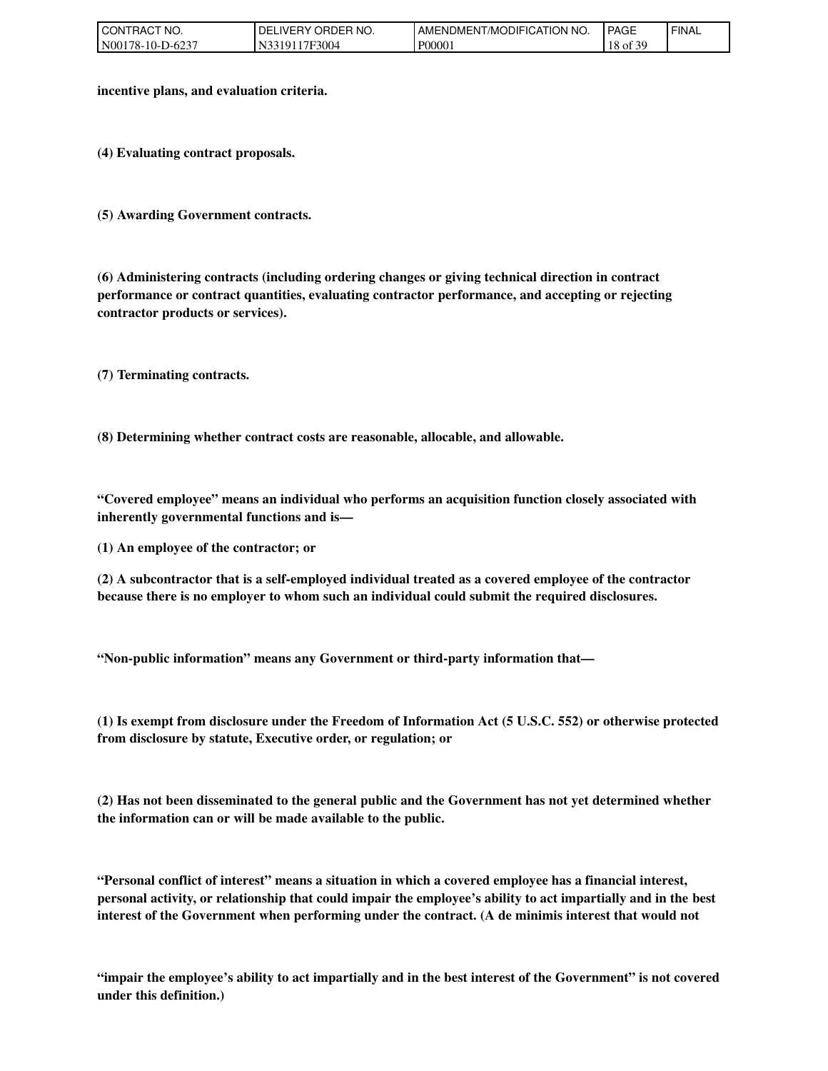**incentive plans, and evaluation criteria.**

**(4) Evaluating contract proposals.**

**(5) Awarding Government contracts.**

**(6) Administering contracts (including ordering changes or giving technical direction in contract performance or contract quantities, evaluating contractor performance, and accepting or rejecting contractor products or services).**

**(7) Terminating contracts.**

**(8) Determining whether contract costs are reasonable, allocable, and allowable.**

**"Covered employee" means an individual who performs an acquisition function closely associated with inherently governmental functions and is—**

**(1) An employee of the contractor; or**

**(2) A subcontractor that is a self-employed individual treated as a covered employee of the contractor because there is no employer to whom such an individual could submit the required disclosures.**

**"Non-public information" means any Government or third-party information that—**

**(1) Is exempt from disclosure under the Freedom of Information Act (5 U.S.C. 552) or otherwise protected from disclosure by statute, Executive order, or regulation; or**

**(2) Has not been disseminated to the general public and the Government has not yet determined whether the information can or will be made available to the public.**

**"Personal conflict of interest" means a situation in which a covered employee has a financial interest, personal activity, or relationship that could impair the employee's ability to act impartially and in the best interest of the Government when performing under the contract. (A de minimis interest that would not**

**"impair the employee's ability to act impartially and in the best interest of the Government" is not covered under this definition.)**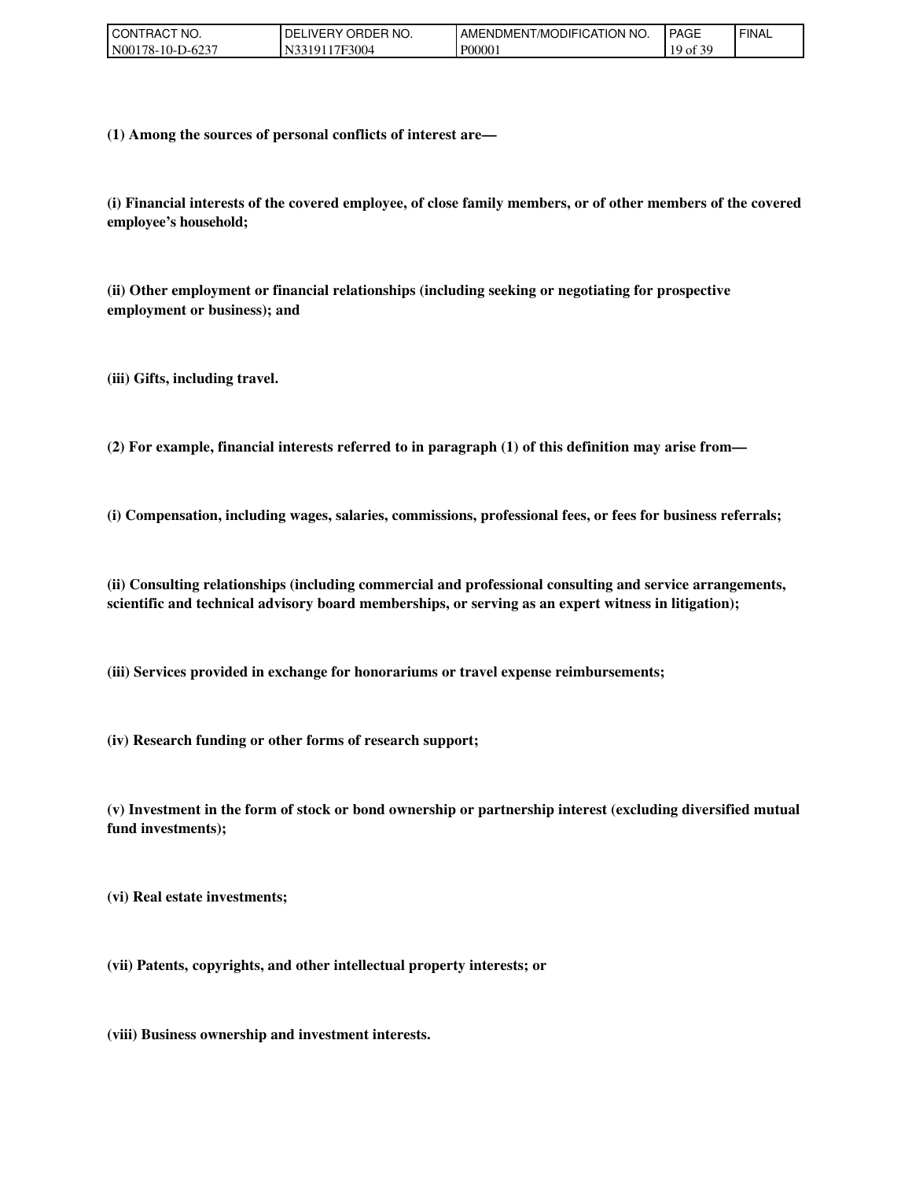**(1) Among the sources of personal conflicts of interest are—**

**(i) Financial interests of the covered employee, of close family members, or of other members of the covered employee's household;**

**(ii) Other employment or financial relationships (including seeking or negotiating for prospective employment or business); and**

**(iii) Gifts, including travel.**

**(2) For example, financial interests referred to in paragraph (1) of this definition may arise from—**

**(i) Compensation, including wages, salaries, commissions, professional fees, or fees for business referrals;**

**(ii) Consulting relationships (including commercial and professional consulting and service arrangements, scientific and technical advisory board memberships, or serving as an expert witness in litigation);**

**(iii) Services provided in exchange for honorariums or travel expense reimbursements;**

**(iv) Research funding or other forms of research support;**

**(v) Investment in the form of stock or bond ownership or partnership interest (excluding diversified mutual fund investments);**

**(vi) Real estate investments;**

**(vii) Patents, copyrights, and other intellectual property interests; or**

**(viii) Business ownership and investment interests.**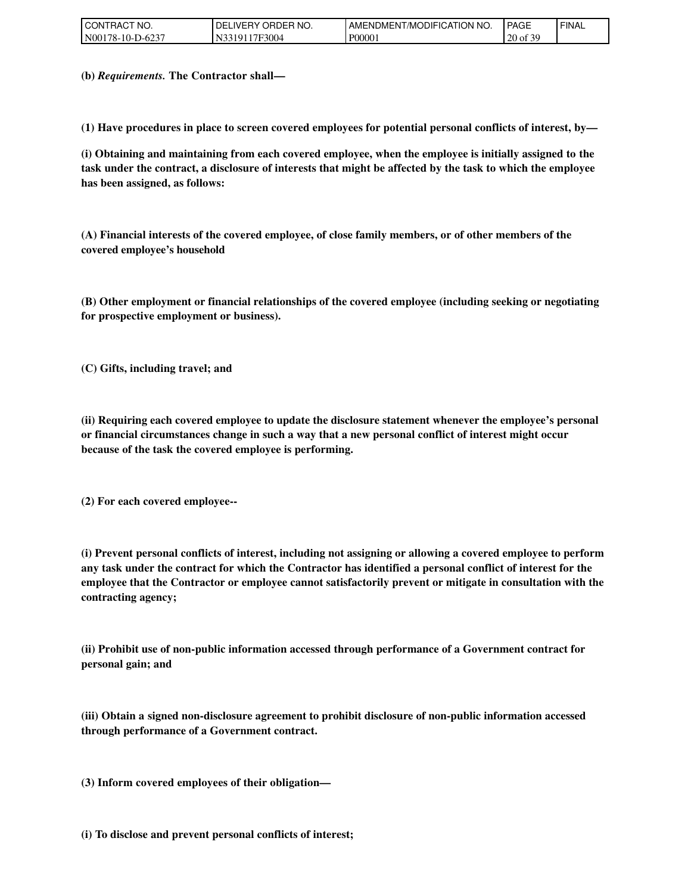**(b)** ***Requirements.*** **The Contractor shall—**

**(1) Have procedures in place to screen covered employees for potential personal conflicts of interest, by—**

**(i) Obtaining and maintaining from each covered employee, when the employee is initially assigned to the task under the contract, a disclosure of interests that might be affected by the task to which the employee has been assigned, as follows:**

**(A) Financial interests of the covered employee, of close family members, or of other members of the covered employee's household**

**(B) Other employment or financial relationships of the covered employee (including seeking or negotiating for prospective employment or business).**

**(C) Gifts, including travel; and**

**(ii) Requiring each covered employee to update the disclosure statement whenever the employee's personal or financial circumstances change in such a way that a new personal conflict of interest might occur because of the task the covered employee is performing.**

**(2) For each covered employee--**

**(i) Prevent personal conflicts of interest, including not assigning or allowing a covered employee to perform any task under the contract for which the Contractor has identified a personal conflict of interest for the employee that the Contractor or employee cannot satisfactorily prevent or mitigate in consultation with the contracting agency;**

**(ii) Prohibit use of non-public information accessed through performance of a Government contract for personal gain; and**

**(iii) Obtain a signed non-disclosure agreement to prohibit disclosure of non-public information accessed through performance of a Government contract.**

**(3) Inform covered employees of their obligation—**

**(i) To disclose and prevent personal conflicts of interest;**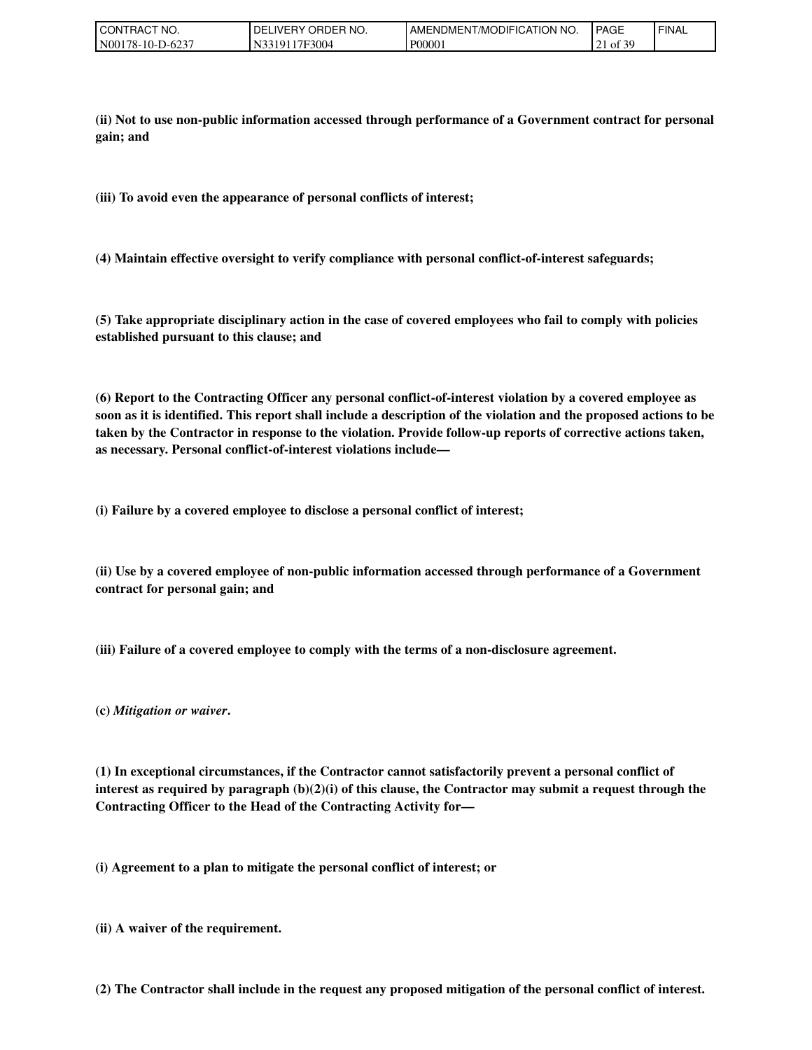**(ii) Not to use non-public information accessed through performance of a Government contract for personal gain; and**

**(iii) To avoid even the appearance of personal conflicts of interest;**

**(4) Maintain effective oversight to verify compliance with personal conflict-of-interest safeguards;**

**(5) Take appropriate disciplinary action in the case of covered employees who fail to comply with policies established pursuant to this clause; and**

**(6) Report to the Contracting Officer any personal conflict-of-interest violation by a covered employee as soon as it is identified. This report shall include a description of the violation and the proposed actions to be taken by the Contractor in response to the violation. Provide follow-up reports of corrective actions taken, as necessary. Personal conflict-of-interest violations include—**

**(i) Failure by a covered employee to disclose a personal conflict of interest;**

**(ii) Use by a covered employee of non-public information accessed through performance of a Government contract for personal gain; and**

**(iii) Failure of a covered employee to comply with the terms of a non-disclosure agreement.**

**(c) *Mitigation or waiver*.**

**(1) In exceptional circumstances, if the Contractor cannot satisfactorily prevent a personal conflict of interest as required by paragraph (b)(2)(i) of this clause, the Contractor may submit a request through the Contracting Officer to the Head of the Contracting Activity for—**

**(i) Agreement to a plan to mitigate the personal conflict of interest; or**

**(ii) A waiver of the requirement.**

**(2) The Contractor shall include in the request any proposed mitigation of the personal conflict of interest.**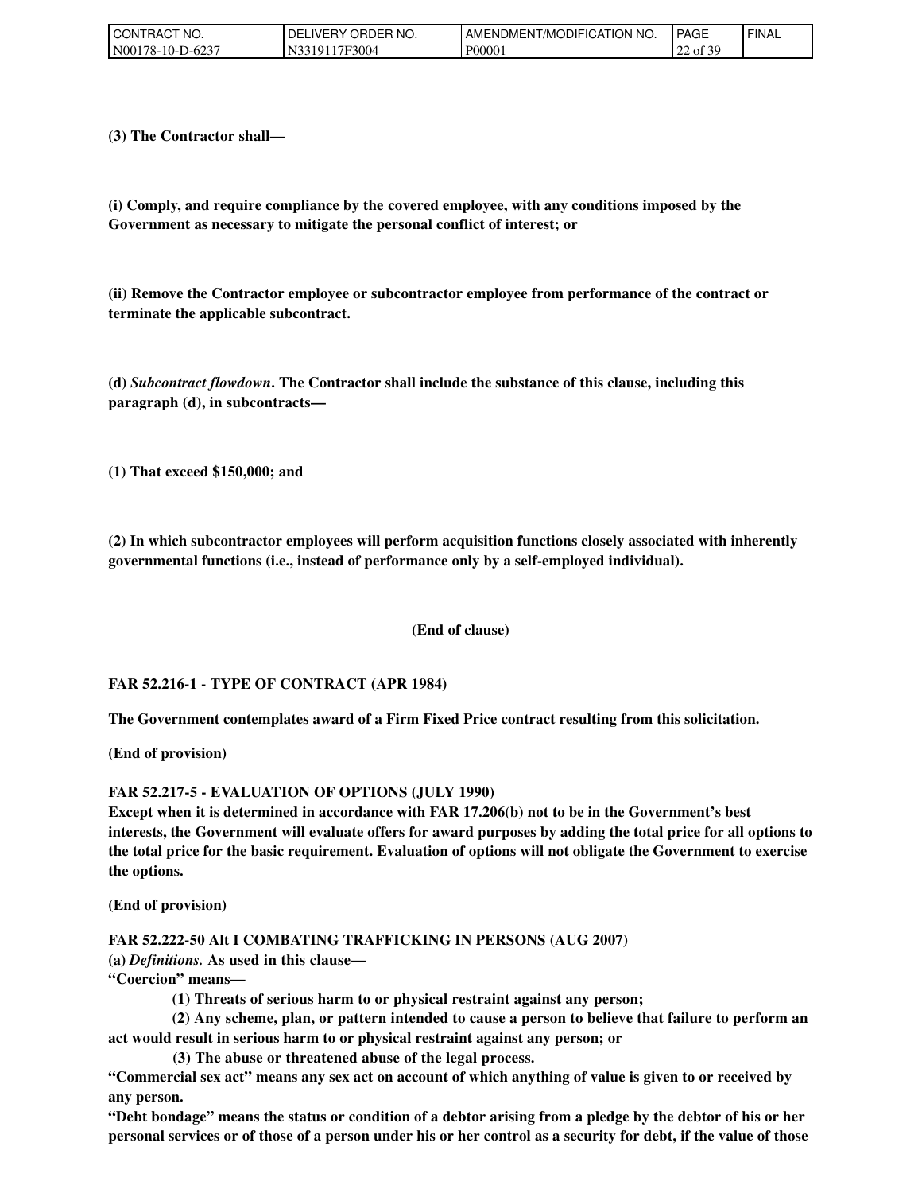**(3) The Contractor shall—**

**(i) Comply, and require compliance by the covered employee, with any conditions imposed by the Government as necessary to mitigate the personal conflict of interest; or**

**(ii) Remove the Contractor employee or subcontractor employee from performance of the contract or terminate the applicable subcontract.**

**(d) *Subcontract flowdown*. The Contractor shall include the substance of this clause, including this paragraph (d), in subcontracts—**

**(1) That exceed $150,000; and**

**(2) In which subcontractor employees will perform acquisition functions closely associated with inherently governmental functions (i.e., instead of performance only by a self-employed individual).**

**(End of clause)**

**FAR 52.216-1 - TYPE OF CONTRACT (APR 1984)**

**The Government contemplates award of a Firm Fixed Price contract resulting from this solicitation.**

**(End of provision)**

**FAR 52.217-5 - EVALUATION OF OPTIONS (JULY 1990)**

**Except when it is determined in accordance with FAR 17.206(b) not to be in the Government's best interests, the Government will evaluate offers for award purposes by adding the total price for all options to the total price for the basic requirement. Evaluation of options will not obligate the Government to exercise the options.**

**(End of provision)**

**FAR 52.222-50 Alt I COMBATING TRAFFICKING IN PERSONS (AUG 2007)**

**(a) *Definitions.* As used in this clause—**

**"Coercion" means—**

**(1) Threats of serious harm to or physical restraint against any person;**

**(2) Any scheme, plan, or pattern intended to cause a person to believe that failure to perform an act would result in serious harm to or physical restraint against any person; or**

**(3) The abuse or threatened abuse of the legal process.**

**"Commercial sex act" means any sex act on account of which anything of value is given to or received by any person.**

**"Debt bondage" means the status or condition of a debtor arising from a pledge by the debtor of his or her personal services or of those of a person under his or her control as a security for debt, if the value of those**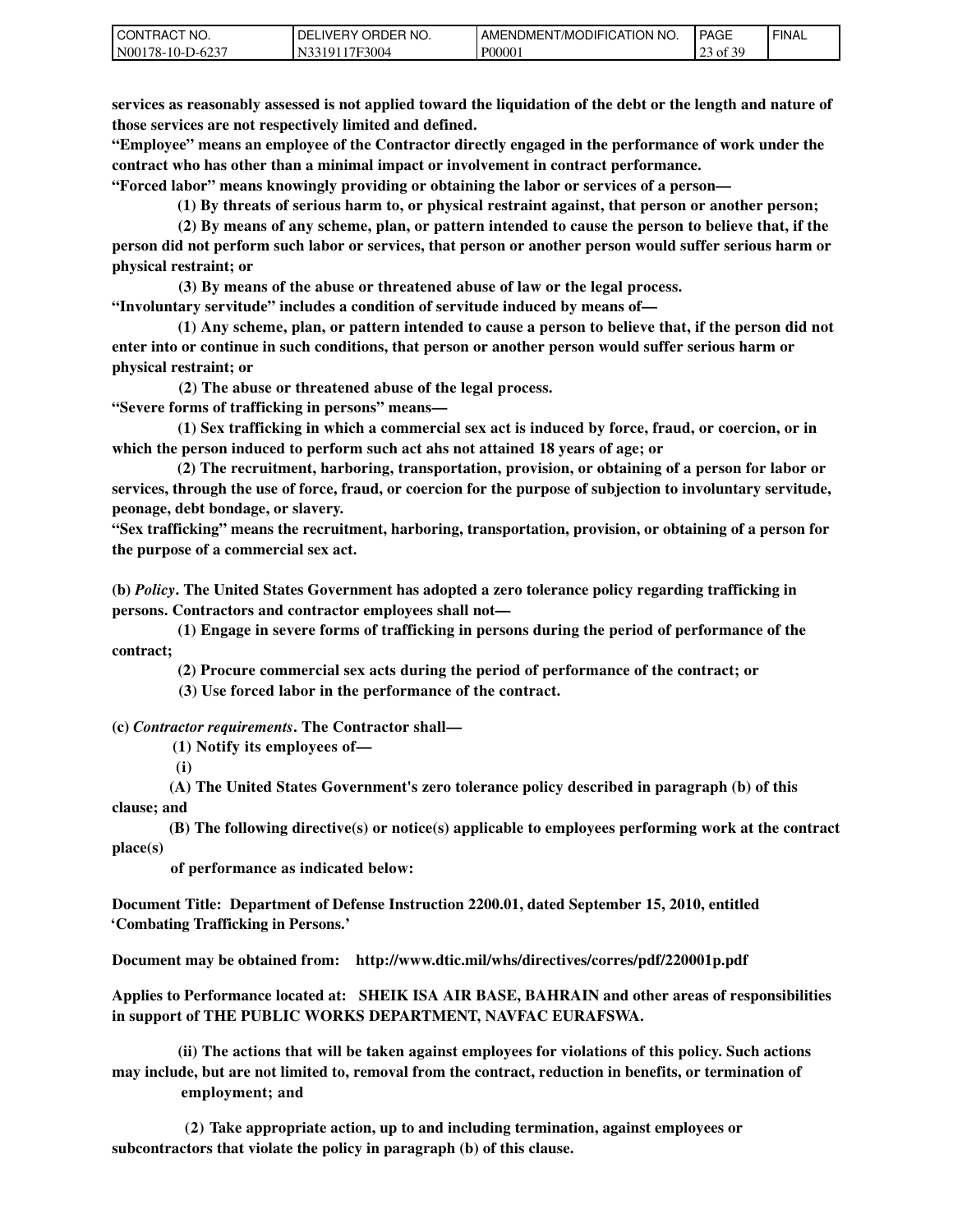**services as reasonably assessed is not applied toward the liquidation of the debt or the length and nature of those services are not respectively limited and defined.**

**"Employee" means an employee of the Contractor directly engaged in the performance of work under the contract who has other than a minimal impact or involvement in contract performance.**

**"Forced labor" means knowingly providing or obtaining the labor or services of a person—**

**(1) By threats of serious harm to, or physical restraint against, that person or another person;**

**(2) By means of any scheme, plan, or pattern intended to cause the person to believe that, if the person did not perform such labor or services, that person or another person would suffer serious harm or physical restraint; or**

**(3) By means of the abuse or threatened abuse of law or the legal process.**

**"Involuntary servitude" includes a condition of servitude induced by means of—**

**(1) Any scheme, plan, or pattern intended to cause a person to believe that, if the person did not enter into or continue in such conditions, that person or another person would suffer serious harm or physical restraint; or**

**(2) The abuse or threatened abuse of the legal process.**

**"Severe forms of trafficking in persons" means—**

**(1) Sex trafficking in which a commercial sex act is induced by force, fraud, or coercion, or in which the person induced to perform such act ahs not attained 18 years of age; or**

**(2) The recruitment, harboring, transportation, provision, or obtaining of a person for labor or services, through the use of force, fraud, or coercion for the purpose of subjection to involuntary servitude, peonage, debt bondage, or slavery.**

**"Sex trafficking" means the recruitment, harboring, transportation, provision, or obtaining of a person for the purpose of a commercial sex act.**

**(b) *Policy*. The United States Government has adopted a zero tolerance policy regarding trafficking in persons. Contractors and contractor employees shall not—**

**(1) Engage in severe forms of trafficking in persons during the period of performance of the contract;**

**(2) Procure commercial sex acts during the period of performance of the contract; or**

**(3) Use forced labor in the performance of the contract.**

**(c) *Contractor requirements*. The Contractor shall—**

**(1) Notify its employees of—**

**(i)**

**(A) The United States Government's zero tolerance policy described in paragraph (b) of this clause; and**

**(B) The following directive(s) or notice(s) applicable to employees performing work at the contract place(s) of performance as indicated below:**

**Document Title: Department of Defense Instruction 2200.01, dated September 15, 2010, entitled 'Combating Trafficking in Persons.'**

**Document may be obtained from: http://www.dtic.mil/whs/directives/corres/pdf/220001p.pdf**

**Applies to Performance located at: SHEIK ISA AIR BASE, BAHRAIN and other areas of responsibilities in support of THE PUBLIC WORKS DEPARTMENT, NAVFAC EURAFSWA.**

**(ii) The actions that will be taken against employees for violations of this policy. Such actions may include, but are not limited to, removal from the contract, reduction in benefits, or termination of employment; and**

**(2) Take appropriate action, up to and including termination, against employees or subcontractors that violate the policy in paragraph (b) of this clause.**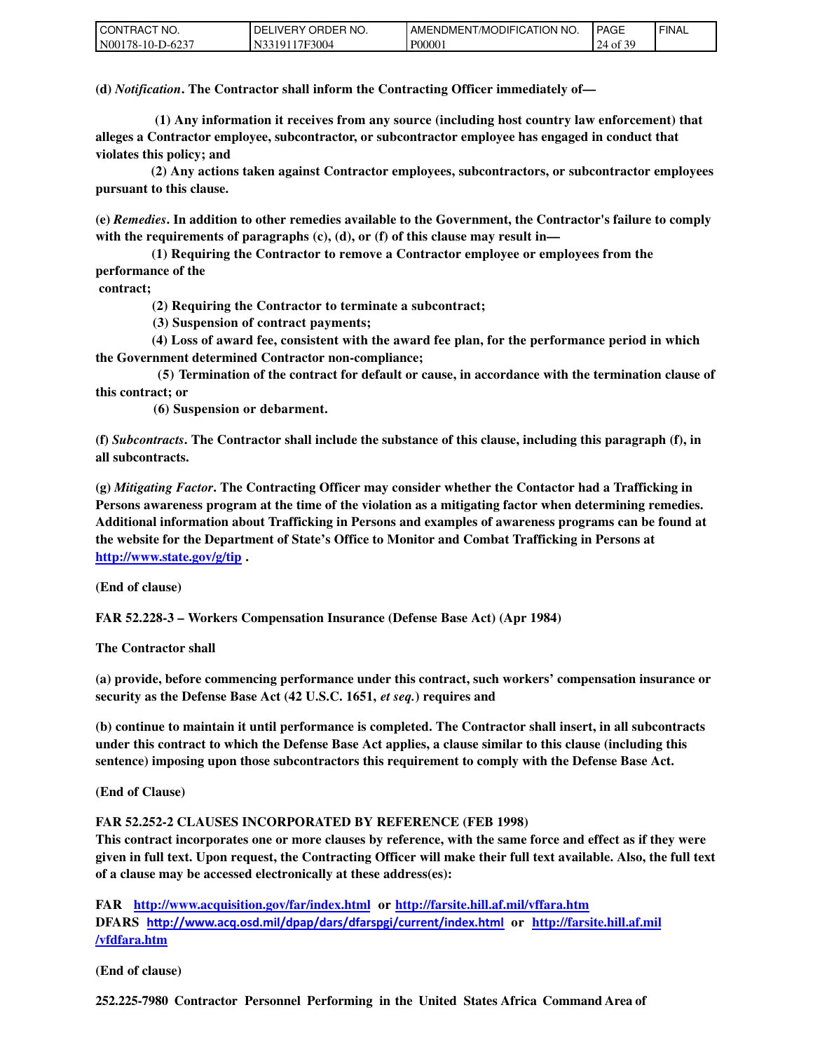**(d)** ***Notification*****. The Contractor shall inform the Contracting Officer immediately of—**

**(1) Any information it receives from any source (including host country law enforcement) that alleges a Contractor employee, subcontractor, or subcontractor employee has engaged in conduct that violates this policy; and**

**(2) Any actions taken against Contractor employees, subcontractors, or subcontractor employees pursuant to this clause.**

**(e)** ***Remedies*****. In addition to other remedies available to the Government, the Contractor's failure to comply with the requirements of paragraphs (c), (d), or (f) of this clause may result in—**

**(1) Requiring the Contractor to remove a Contractor employee or employees from the performance of the contract;**

**(2) Requiring the Contractor to terminate a subcontract;**

**(3) Suspension of contract payments;**

**(4) Loss of award fee, consistent with the award fee plan, for the performance period in which the Government determined Contractor non-compliance;**

**(5) Termination of the contract for default or cause, in accordance with the termination clause of this contract; or**

**(6) Suspension or debarment.**

**(f)** ***Subcontracts*****. The Contractor shall include the substance of this clause, including this paragraph (f), in all subcontracts.**

**(g)** ***Mitigating Factor*****. The Contracting Officer may consider whether the Contactor had a Trafficking in Persons awareness program at the time of the violation as a mitigating factor when determining remedies. Additional information about Trafficking in Persons and examples of awareness programs can be found at the website for the Department of State's Office to Monitor and Combat Trafficking in Persons at [http://www.state.gov/g/tip](http://www.state.gov/g/tip) .**

**(End of clause)**

**FAR 52.228-3 – Workers Compensation Insurance (Defense Base Act) (Apr 1984)**

**The Contractor shall**

**(a) provide, before commencing performance under this contract, such workers' compensation insurance or security as the Defense Base Act (42 U.S.C. 1651,** ***et seq.*****) requires and**

**(b) continue to maintain it until performance is completed. The Contractor shall insert, in all subcontracts under this contract to which the Defense Base Act applies, a clause similar to this clause (including this sentence) imposing upon those subcontractors this requirement to comply with the Defense Base Act.**

**(End of Clause)**

**FAR 52.252-2 CLAUSES INCORPORATED BY REFERENCE (FEB 1998)**
**This contract incorporates one or more clauses by reference, with the same force and effect as if they were given in full text. Upon request, the Contracting Officer will make their full text available. Also, the full text of a clause may be accessed electronically at these address(es):**

**FAR** [http://www.acquisition.gov/far/index.html](http://www.acquisition.gov/far/index.html) **or** [http://farsite.hill.af.mil/vffara.htm](http://farsite.hill.af.mil/vffara.htm)
**DFARS** [http://www.acq.osd.mil/dpap/dars/dfarspgi/current/index.html](http://www.acq.osd.mil/dpap/dars/dfarspgi/current/index.html) **or** [http://farsite.hill.af.mil/vfdfara.htm](http://farsite.hill.af.mil/vfdfara.htm)

**(End of clause)**

**252.225-7980 Contractor Personnel Performing in the United States Africa Command Area of**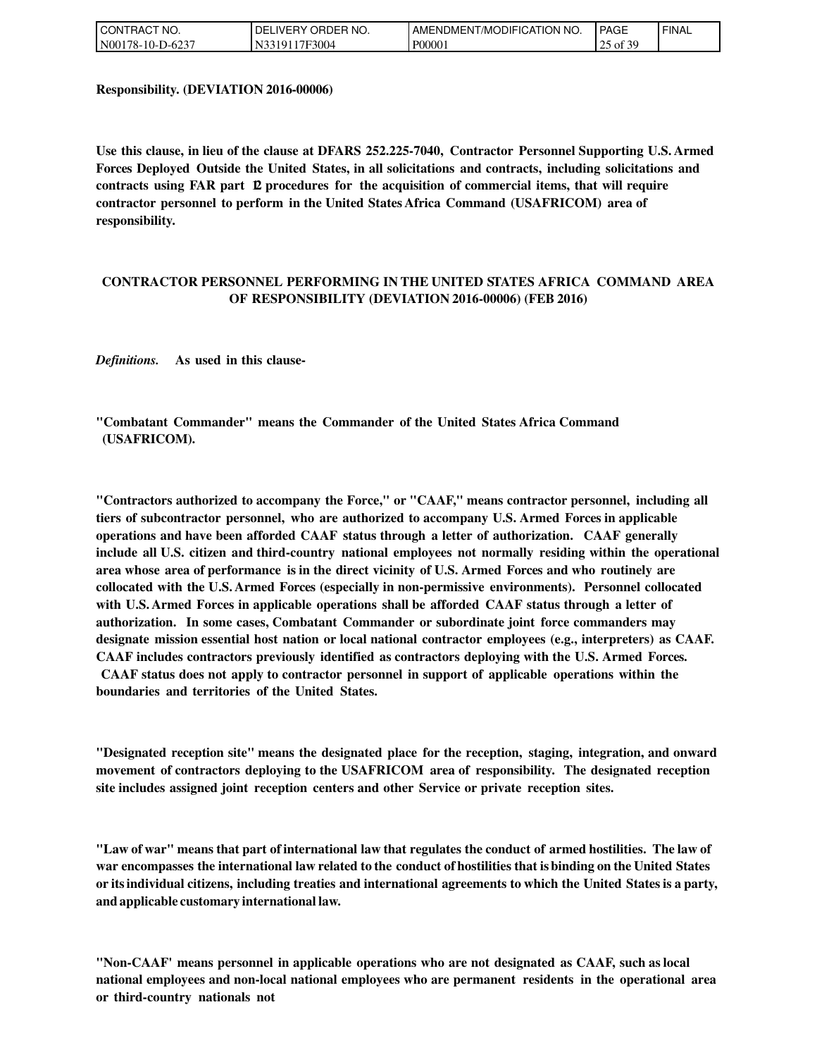**Responsibility. (DEVIATION 2016-00006)**

**Use this clause, in lieu of the clause at DFARS 252.225-7040, Contractor Personnel Supporting U.S. Armed Forces Deployed Outside the United States, in all solicitations and contracts, including solicitations and contracts using FAR part 12 procedures for the acquisition of commercial items, that will require contractor personnel to perform in the United States Africa Command (USAFRICOM) area of responsibility.**

**CONTRACTOR PERSONNEL PERFORMING IN THE UNITED STATES AFRICA COMMAND AREA OF RESPONSIBILITY (DEVIATION 2016-00006) (FEB 2016)**

***Definitions.*** **As used in this clause-**

**"Combatant Commander" means the Commander of the United States Africa Command (USAFRICOM).**

**"Contractors authorized to accompany the Force," or "CAAF," means contractor personnel, including all tiers of subcontractor personnel, who are authorized to accompany U.S. Armed Forces in applicable operations and have been afforded CAAF status through a letter of authorization. CAAF generally include all U.S. citizen and third-country national employees not normally residing within the operational area whose area of performance is in the direct vicinity of U.S. Armed Forces and who routinely are collocated with the U.S. Armed Forces (especially in non-permissive environments). Personnel collocated with U.S. Armed Forces in applicable operations shall be afforded CAAF status through a letter of authorization. In some cases, Combatant Commander or subordinate joint force commanders may designate mission essential host nation or local national contractor employees (e.g., interpreters) as CAAF. CAAF includes contractors previously identified as contractors deploying with the U.S. Armed Forces. CAAF status does not apply to contractor personnel in support of applicable operations within the boundaries and territories of the United States.**

**"Designated reception site" means the designated place for the reception, staging, integration, and onward movement of contractors deploying to the USAFRICOM area of responsibility. The designated reception site includes assigned joint reception centers and other Service or private reception sites.**

**"Law of war" means that part of international law that regulates the conduct of armed hostilities. The law of war encompasses the international law related to the conduct of hostilities that is binding on the United States or its individual citizens, including treaties and international agreements to which the United States is a party, and applicable customary international law.**

**"Non-CAAF' means personnel in applicable operations who are not designated as CAAF, such as local national employees and non-local national employees who are permanent residents in the operational area or third-country nationals not**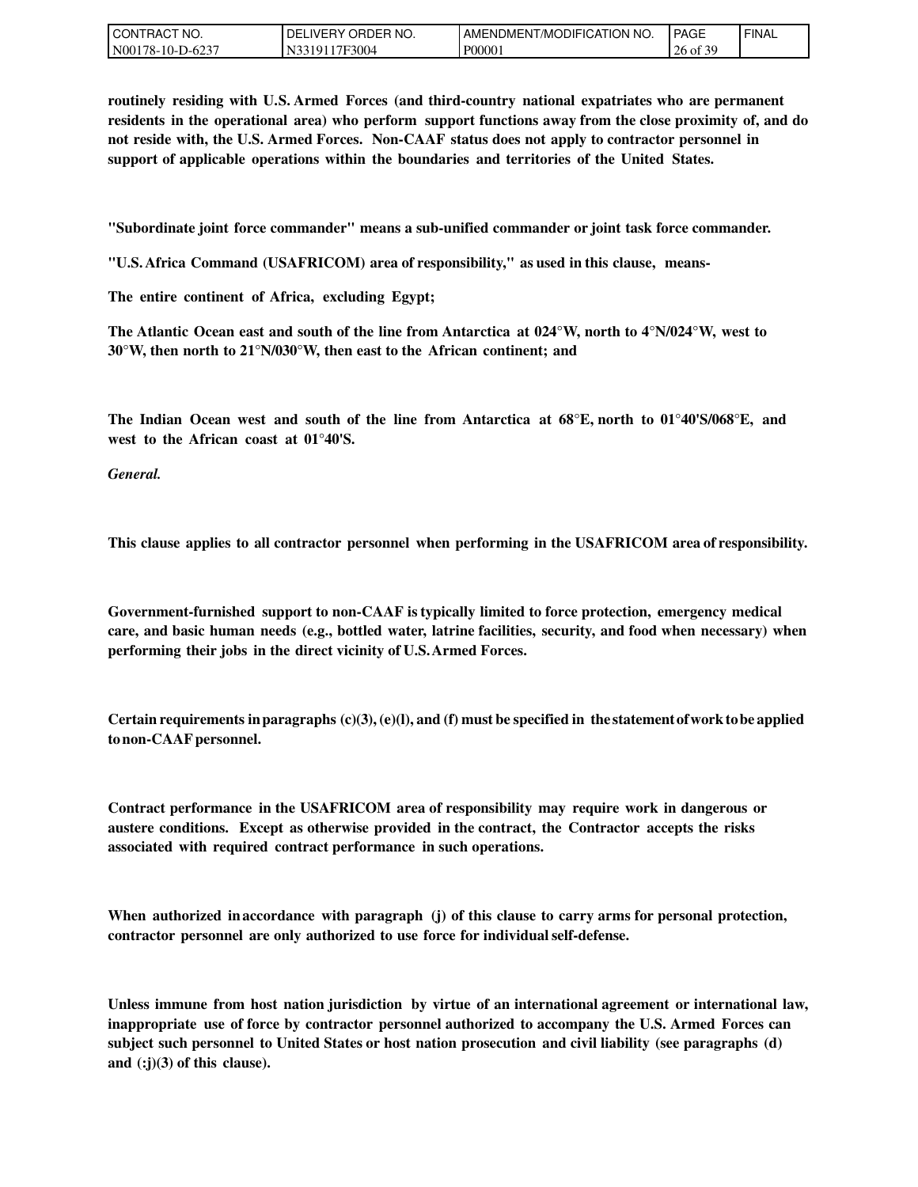**routinely residing with U.S. Armed Forces (and third-country national expatriates who are permanent residents in the operational area) who perform support functions away from the close proximity of, and do not reside with, the U.S. Armed Forces. Non-CAAF status does not apply to contractor personnel in support of applicable operations within the boundaries and territories of the United States.**

**"Subordinate joint force commander" means a sub-unified commander or joint task force commander.**

**"U.S. Africa Command (USAFRICOM) area of responsibility," as used in this clause, means-**

**The entire continent of Africa, excluding Egypt;**

**The Atlantic Ocean east and south of the line from Antarctica at 024°W, north to 4°N/024°W, west to 30°W, then north to 21°N/030°W, then east to the African continent; and**

**The Indian Ocean west and south of the line from Antarctica at 68°E, north to 01°40'S/068°E, and west to the African coast at 01°40'S.**

***General.***

**This clause applies to all contractor personnel when performing in the USAFRICOM area of responsibility.**

**Government-furnished support to non-CAAF is typically limited to force protection, emergency medical care, and basic human needs (e.g., bottled water, latrine facilities, security, and food when necessary) when performing their jobs in the direct vicinity of U.S. Armed Forces.**

**Certain requirements in paragraphs (c)(3), (e)(l), and (f) must be specified in the statement of work to be applied to non-CAAF personnel.**

**Contract performance in the USAFRICOM area of responsibility may require work in dangerous or austere conditions. Except as otherwise provided in the contract, the Contractor accepts the risks associated with required contract performance in such operations.**

**When authorized in accordance with paragraph (j) of this clause to carry arms for personal protection, contractor personnel are only authorized to use force for individual self-defense.**

**Unless immune from host nation jurisdiction by virtue of an international agreement or international law, inappropriate use of force by contractor personnel authorized to accompany the U.S. Armed Forces can subject such personnel to United States or host nation prosecution and civil liability (see paragraphs (d) and (:j)(3) of this clause).**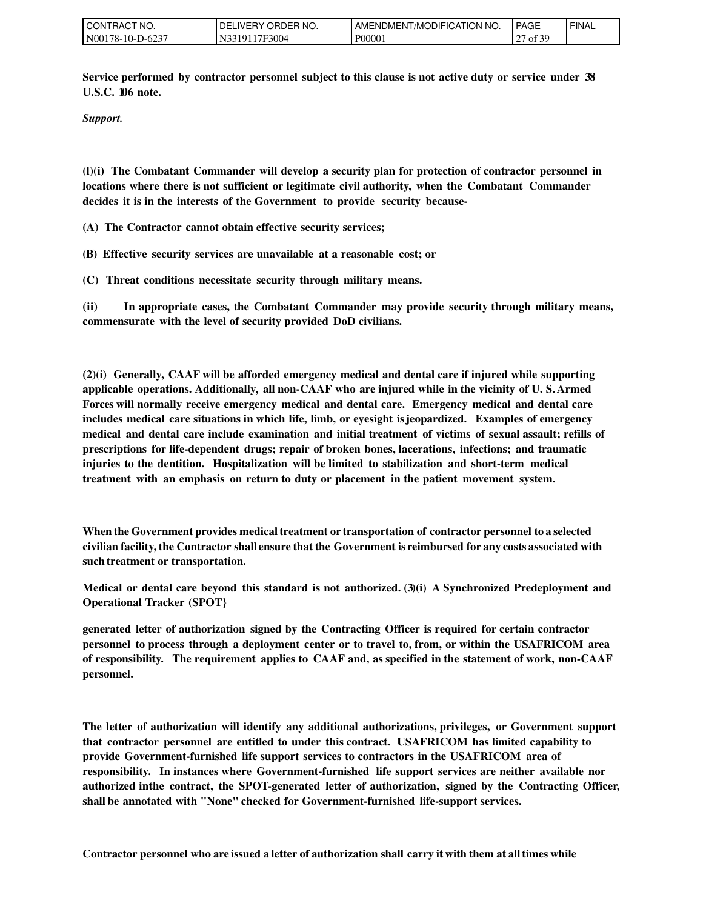**Service performed by contractor personnel subject to this clause is not active duty or service under 38 U.S.C. 106 note.**

***Support.***

**(l)(i) The Combatant Commander will develop a security plan for protection of contractor personnel in locations where there is not sufficient or legitimate civil authority, when the Combatant Commander decides it is in the interests of the Government to provide security because-**

**(A) The Contractor cannot obtain effective security services;**

**(B) Effective security services are unavailable at a reasonable cost; or**

**(C) Threat conditions necessitate security through military means.**

**(ii) In appropriate cases, the Combatant Commander may provide security through military means, commensurate with the level of security provided DoD civilians.**

**(2)(i) Generally, CAAF will be afforded emergency medical and dental care if injured while supporting applicable operations. Additionally, all non-CAAF who are injured while in the vicinity of U. S. Armed Forces will normally receive emergency medical and dental care. Emergency medical and dental care includes medical care situations in which life, limb, or eyesight is jeopardized. Examples of emergency medical and dental care include examination and initial treatment of victims of sexual assault; refills of prescriptions for life-dependent drugs; repair of broken bones, lacerations, infections; and traumatic injuries to the dentition. Hospitalization will be limited to stabilization and short-term medical treatment with an emphasis on return to duty or placement in the patient movement system.**

**When the Government provides medical treatment or transportation of contractor personnel to a selected civilian facility, the Contractor shall ensure that the Government is reimbursed for any costs associated with such treatment or transportation.**

**Medical or dental care beyond this standard is not authorized. (3)(i) A Synchronized Predeployment and Operational Tracker (SPOT}**

**generated letter of authorization signed by the Contracting Officer is required for certain contractor personnel to process through a deployment center or to travel to, from, or within the USAFRICOM area of responsibility. The requirement applies to CAAF and, as specified in the statement of work, non-CAAF personnel.**

**The letter of authorization will identify any additional authorizations, privileges, or Government support that contractor personnel are entitled to under this contract. USAFRICOM has limited capability to provide Government-furnished life support services to contractors in the USAFRICOM area of responsibility. In instances where Government-furnished life support services are neither available nor authorized inthe contract, the SPOT-generated letter of authorization, signed by the Contracting Officer, shall be annotated with "None" checked for Government-furnished life-support services.**

**Contractor personnel who are issued a letter of authorization shall carry it with them at all times while**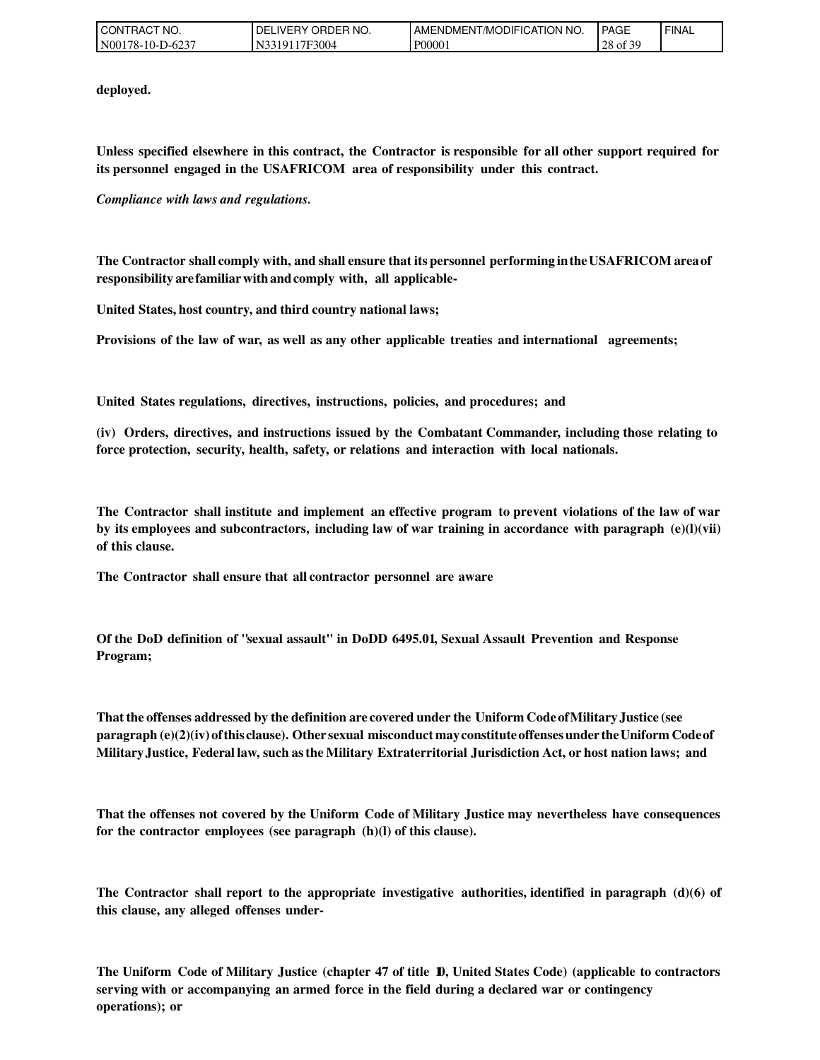**deployed.**

**Unless specified elsewhere in this contract, the Contractor is responsible for all other support required for its personnel engaged in the USAFRICOM area of responsibility under this contract.**

***Compliance with laws and regulations.***

**The Contractor shall comply with, and shall ensure that its personnel performing in the USAFRICOM area of responsibility are familiar with and comply with, all applicable-**

**United States, host country, and third country national laws;**

**Provisions of the law of war, as well as any other applicable treaties and international agreements;**

**United States regulations, directives, instructions, policies, and procedures; and**

**(iv) Orders, directives, and instructions issued by the Combatant Commander, including those relating to force protection, security, health, safety, or relations and interaction with local nationals.**

**The Contractor shall institute and implement an effective program to prevent violations of the law of war by its employees and subcontractors, including law of war training in accordance with paragraph (e)(l)(vii) of this clause.**

**The Contractor shall ensure that all contractor personnel are aware**

**Of the DoD definition of "sexual assault" in DoDD 6495.01, Sexual Assault Prevention and Response Program;**

**That the offenses addressed by the definition are covered under the Uniform Code of Military Justice (see paragraph (e)(2)(iv) of this clause). Other sexual misconduct may constitute offenses under the Uniform Code of Military Justice, Federal law, such as the Military Extraterritorial Jurisdiction Act, or host nation laws; and**

**That the offenses not covered by the Uniform Code of Military Justice may nevertheless have consequences for the contractor employees (see paragraph (h)(l) of this clause).**

**The Contractor shall report to the appropriate investigative authorities, identified in paragraph (d)(6) of this clause, any alleged offenses under-**

**The Uniform Code of Military Justice (chapter 47 of title 10, United States Code) (applicable to contractors serving with or accompanying an armed force in the field during a declared war or contingency operations); or**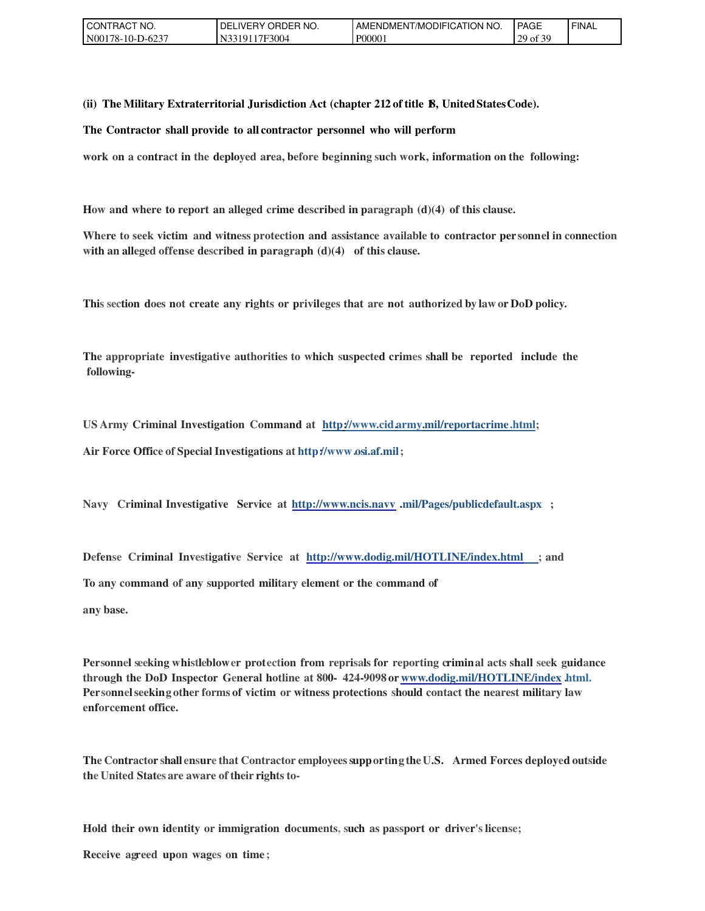**(ii) The Military Extraterritorial Jurisdiction Act (chapter 212 of title 18, United States Code).**

**The Contractor shall provide to all contractor personnel who will perform work on a contract in the deployed area, before beginning such work, information on the following:**

**How and where to report an alleged crime described in paragraph (d)(4) of this clause.**

**Where to seek victim and witness protection and assistance available to contractor personnel in connection with an alleged offense described in paragraph (d)(4) of this clause.**

**This section does not create any rights or privileges that are not authorized by law or DoD policy.**

**The appropriate investigative authorities to which suspected crimes shall be reported include the following-**

**US Army Criminal Investigation Command at http://www.cid.army.mil/reportacrime.html;**

**Air Force Office of Special Investigations at http://www.osi.af.mil;**

**Navy Criminal Investigative Service at http://www.ncis.navy.mil/Pages/publicdefault.aspx;**

**Defense Criminal Investigative Service at http://www.dodig.mil/HOTLINE/index.html; and**

**To any command of any supported military element or the command of any base.**

**Personnel seeking whistleblower protection from reprisals for reporting criminal acts shall seek guidance through the DoD Inspector General hotline at 800- 424-9098 or www.dodig.mil/HOTLINE/index.html. Personnel seeking other forms of victim or witness protections should contact the nearest military law enforcement office.**

**The Contractor shall ensure that Contractor employees supporting the U.S. Armed Forces deployed outside the United States are aware of their rights to-**

**Hold their own identity or immigration documents, such as passport or driver's license;**

**Receive agreed upon wages on time;**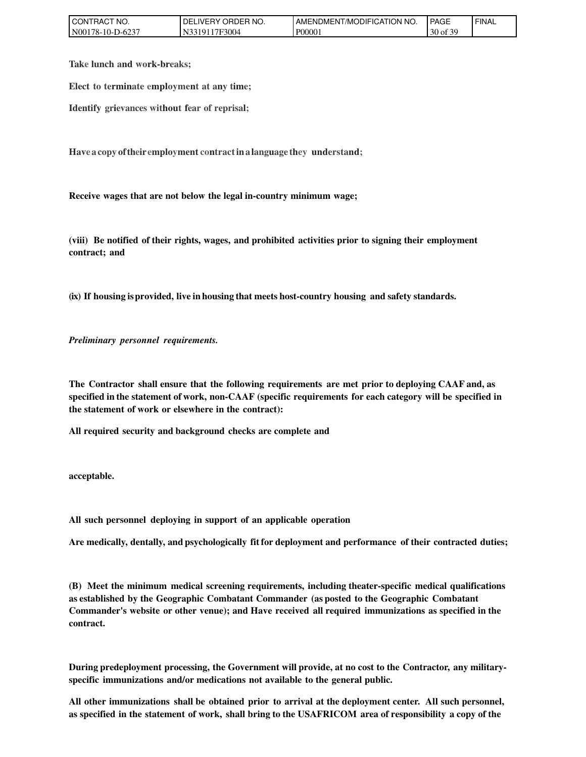**Take lunch and work-breaks;**

**Elect to terminate employment at any time;**

**Identify grievances without fear of reprisal;**

**Have a copy of their employment contract in a language they understand;**

**Receive wages that are not below the legal in-country minimum wage;**

**(viii) Be notified of their rights, wages, and prohibited activities prior to signing their employment contract; and**

**(ix) If housing is provided, live in housing that meets host-country housing and safety standards.**

***Preliminary personnel requirements.***

**The Contractor shall ensure that the following requirements are met prior to deploying CAAF and, as specified in the statement of work, non-CAAF (specific requirements for each category will be specified in the statement of work or elsewhere in the contract):**

**All required security and background checks are complete and**

**acceptable.**

**All such personnel deploying in support of an applicable operation**

**Are medically, dentally, and psychologically fit for deployment and performance of their contracted duties;**

**(B) Meet the minimum medical screening requirements, including theater-specific medical qualifications as established by the Geographic Combatant Commander (as posted to the Geographic Combatant Commander's website or other venue); and Have received all required immunizations as specified in the contract.**

**During predeployment processing, the Government will provide, at no cost to the Contractor, any military-specific immunizations and/or medications not available to the general public.**

**All other immunizations shall be obtained prior to arrival at the deployment center. All such personnel, as specified in the statement of work, shall bring to the USAFRICOM area of responsibility a copy of the**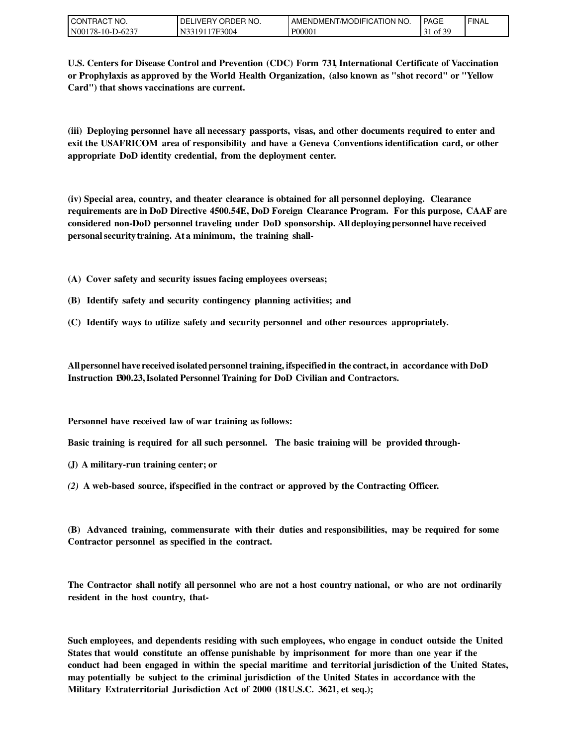**U.S. Centers for Disease Control and Prevention (CDC) Form 731, International Certificate of Vaccination or Prophylaxis as approved by the World Health Organization, (also known as "shot record" or "Yellow Card") that shows vaccinations are current.**

**(iii) Deploying personnel have all necessary passports, visas, and other documents required to enter and exit the USAFRICOM area of responsibility and have a Geneva Conventions identification card, or other appropriate DoD identity credential, from the deployment center.**

**(iv) Special area, country, and theater clearance is obtained for all personnel deploying. Clearance requirements are in DoD Directive 4500.54E, DoD Foreign Clearance Program. For this purpose, CAAF are considered non-DoD personnel traveling under DoD sponsorship. All deploying personnel have received personal security training. At a minimum, the training shall-**

**(A) Cover safety and security issues facing employees overseas;**

**(B) Identify safety and security contingency planning activities; and**

**(C) Identify ways to utilize safety and security personnel and other resources appropriately.**

**All personnel have received isolated personnel training, if specified in the contract, in accordance with DoD Instruction 1300.23, Isolated Personnel Training for DoD Civilian and Contractors.**

**Personnel have received law of war training as follows:**

**Basic training is required for all such personnel. The basic training will be provided through-**

**(J) A military-run training center; or**

***(2)* A web-based source, if specified in the contract or approved by the Contracting Officer.**

**(B) Advanced training, commensurate with their duties and responsibilities, may be required for some Contractor personnel as specified in the contract.**

**The Contractor shall notify all personnel who are not a host country national, or who are not ordinarily resident in the host country, that-**

**Such employees, and dependents residing with such employees, who engage in conduct outside the United States that would constitute an offense punishable by imprisonment for more than one year if the conduct had been engaged in within the special maritime and territorial jurisdiction of the United States, may potentially be subject to the criminal jurisdiction of the United States in accordance with the Military Extraterritorial Jurisdiction Act of 2000 (18 U.S.C. 3621, et seq.);**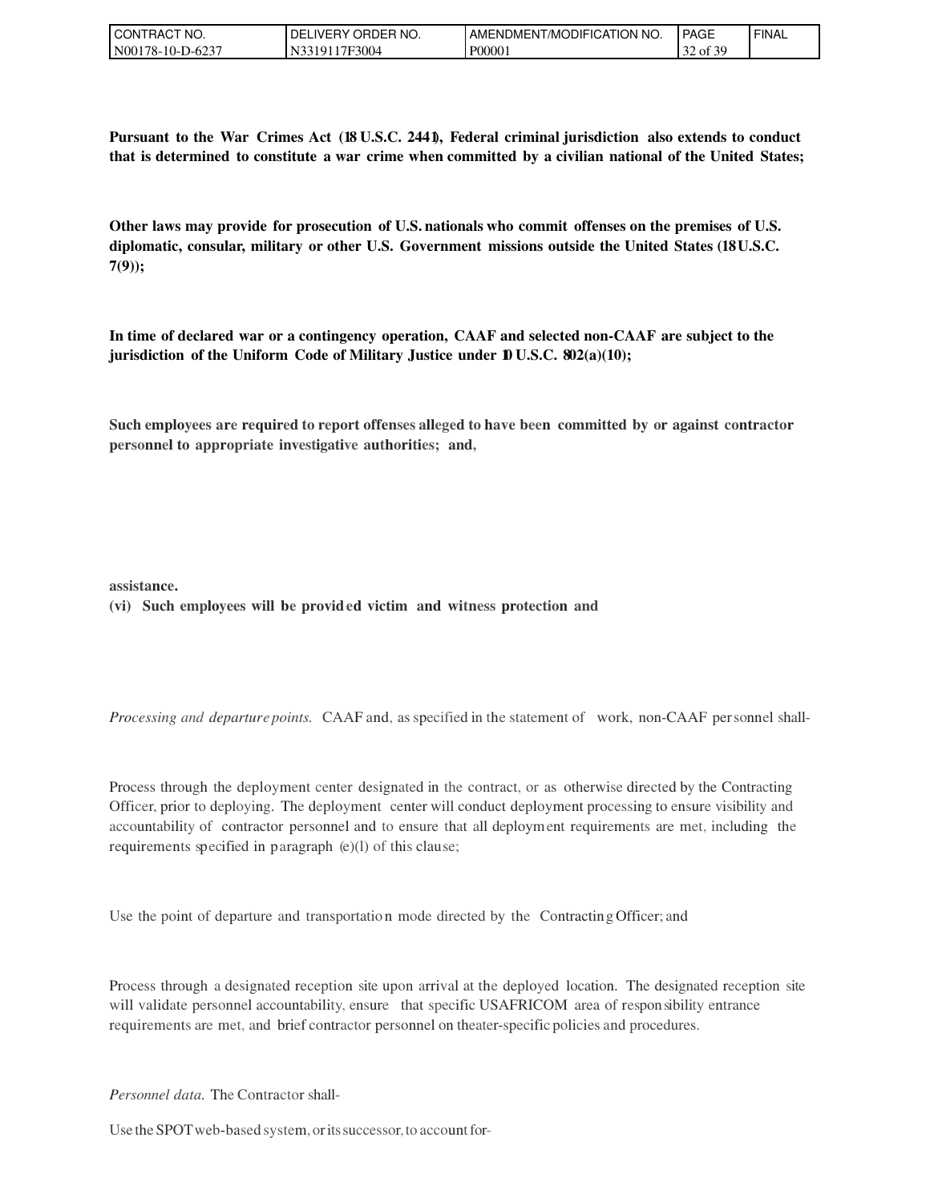**Pursuant to the War Crimes Act (18 U.S.C. 2441), Federal criminal jurisdiction also extends to conduct that is determined to constitute a war crime when committed by a civilian national of the United States;**

**Other laws may provide for prosecution of U.S. nationals who commit offenses on the premises of U.S. diplomatic, consular, military or other U.S. Government missions outside the United States (18 U.S.C. 7(9));**

**In time of declared war or a contingency operation, CAAF and selected non-CAAF are subject to the jurisdiction of the Uniform Code of Military Justice under 10 U.S.C. 802(a)(10);**

**Such employees are required to report offenses alleged to have been committed by or against contractor personnel to appropriate investigative authorities; and,**

**assistance.**
**(vi) Such employees will be provided victim and witness protection and**

*Processing and departure points.* CAAF and, as specified in the statement of work, non-CAAF personnel shall-

Process through the deployment center designated in the contract, or as otherwise directed by the Contracting Officer, prior to deploying. The deployment center will conduct deployment processing to ensure visibility and accountability of contractor personnel and to ensure that all deployment requirements are met, including the requirements specified in paragraph (e)(l) of this clause;

Use the point of departure and transportation mode directed by the Contracting Officer; and

Process through a designated reception site upon arrival at the deployed location. The designated reception site will validate personnel accountability, ensure that specific USAFRICOM area of responsibility entrance requirements are met, and brief contractor personnel on theater-specific policies and procedures.

*Personnel data.* The Contractor shall-

Use the SPOT web-based system, or its successor, to account for-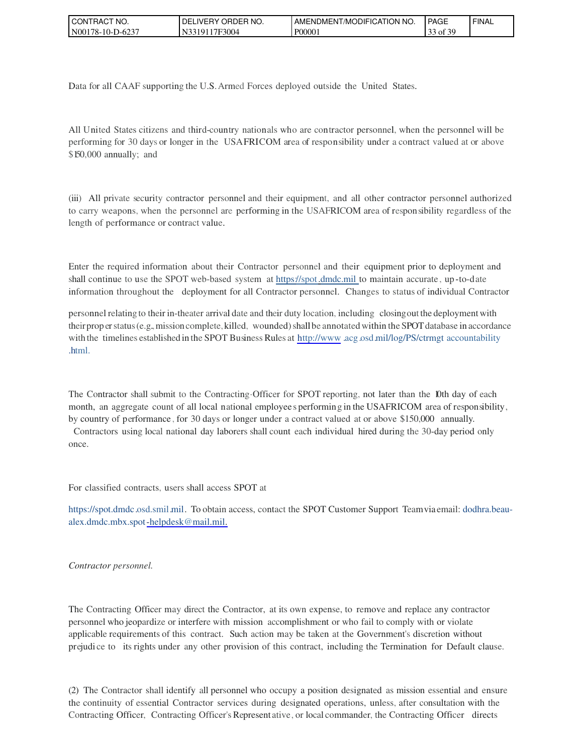Data for all CAAF supporting the U.S. Armed Forces deployed outside the United States.

All United States citizens and third-country nationals who are contractor personnel, when the personnel will be performing for 30 days or longer in the USAFRICOM area of responsibility under a contract valued at or above $150,000 annually; and

(iii) All private security contractor personnel and their equipment, and all other contractor personnel authorized to carry weapons, when the personnel are performing in the USAFRICOM area of responsibility regardless of the length of performance or contract value.

Enter the required information about their Contractor personnel and their equipment prior to deployment and shall continue to use the SPOT web-based system at https://spot.dmdc.mil to maintain accurate, up-to-date information throughout the deployment for all Contractor personnel. Changes to status of individual Contractor

personnel relating to their in-theater arrival date and their duty location, including closing out the deployment with their proper status (e.g., mission complete, killed, wounded) shall be annotated within the SPOT database in accordance with the timelines established in the SPOT Business Rules at http://www.acq.osd.mil/log/PS/ctrmgt accountability .html.

The Contractor shall submit to the Contracting Officer for SPOT reporting, not later than the 10th day of each month, an aggregate count of all local national employees performing in the USAFRICOM area of responsibility, by country of performance, for 30 days or longer under a contract valued at or above $150,000 annually. Contractors using local national day laborers shall count each individual hired during the 30-day period only once.

For classified contracts, users shall access SPOT at

https://spot.dmdc.osd.smil.mil. To obtain access, contact the SPOT Customer Support Team via email: dodhra.beau-alex.dmdc.mbx.spot-helpdesk@mail.mil.

*Contractor personnel.*

The Contracting Officer may direct the Contractor, at its own expense, to remove and replace any contractor personnel who jeopardize or interfere with mission accomplishment or who fail to comply with or violate applicable requirements of this contract. Such action may be taken at the Government's discretion without prejudice to its rights under any other provision of this contract, including the Termination for Default clause.

(2) The Contractor shall identify all personnel who occupy a position designated as mission essential and ensure the continuity of essential Contractor services during designated operations, unless, after consultation with the Contracting Officer, Contracting Officer's Representative, or local commander, the Contracting Officer directs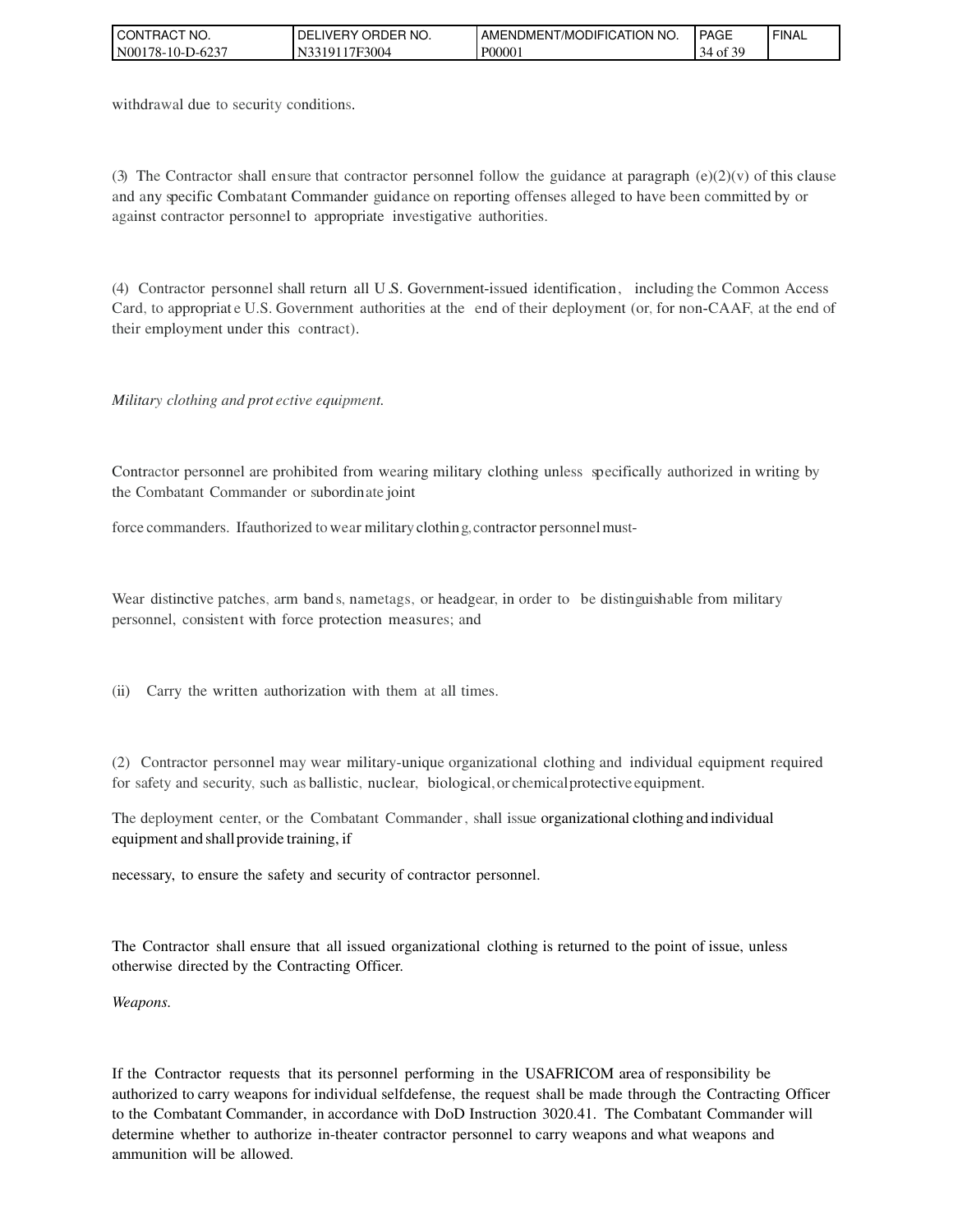withdrawal due to security conditions.

(3) The Contractor shall ensure that contractor personnel follow the guidance at paragraph (e)(2)(v) of this clause and any specific Combatant Commander guidance on reporting offenses alleged to have been committed by or against contractor personnel to appropriate investigative authorities.

(4) Contractor personnel shall return all U.S. Government-issued identification, including the Common Access Card, to appropriate U.S. Government authorities at the end of their deployment (or, for non-CAAF, at the end of their employment under this contract).

*Military clothing and protective equipment.*

Contractor personnel are prohibited from wearing military clothing unless specifically authorized in writing by the Combatant Commander or subordinate joint

force commanders. If authorized to wear military clothing, contractor personnel must-

Wear distinctive patches, arm bands, nametags, or headgear, in order to be distinguishable from military personnel, consistent with force protection measures; and

(ii) Carry the written authorization with them at all times.

(2) Contractor personnel may wear military-unique organizational clothing and individual equipment required for safety and security, such as ballistic, nuclear, biological, or chemical protective equipment.

The deployment center, or the Combatant Commander, shall issue organizational clothing and individual equipment and shall provide training, if

necessary, to ensure the safety and security of contractor personnel.

The Contractor shall ensure that all issued organizational clothing is returned to the point of issue, unless otherwise directed by the Contracting Officer.

*Weapons.*

If the Contractor requests that its personnel performing in the USAFRICOM area of responsibility be authorized to carry weapons for individual selfdefense, the request shall be made through the Contracting Officer to the Combatant Commander, in accordance with DoD Instruction 3020.41. The Combatant Commander will determine whether to authorize in-theater contractor personnel to carry weapons and what weapons and ammunition will be allowed.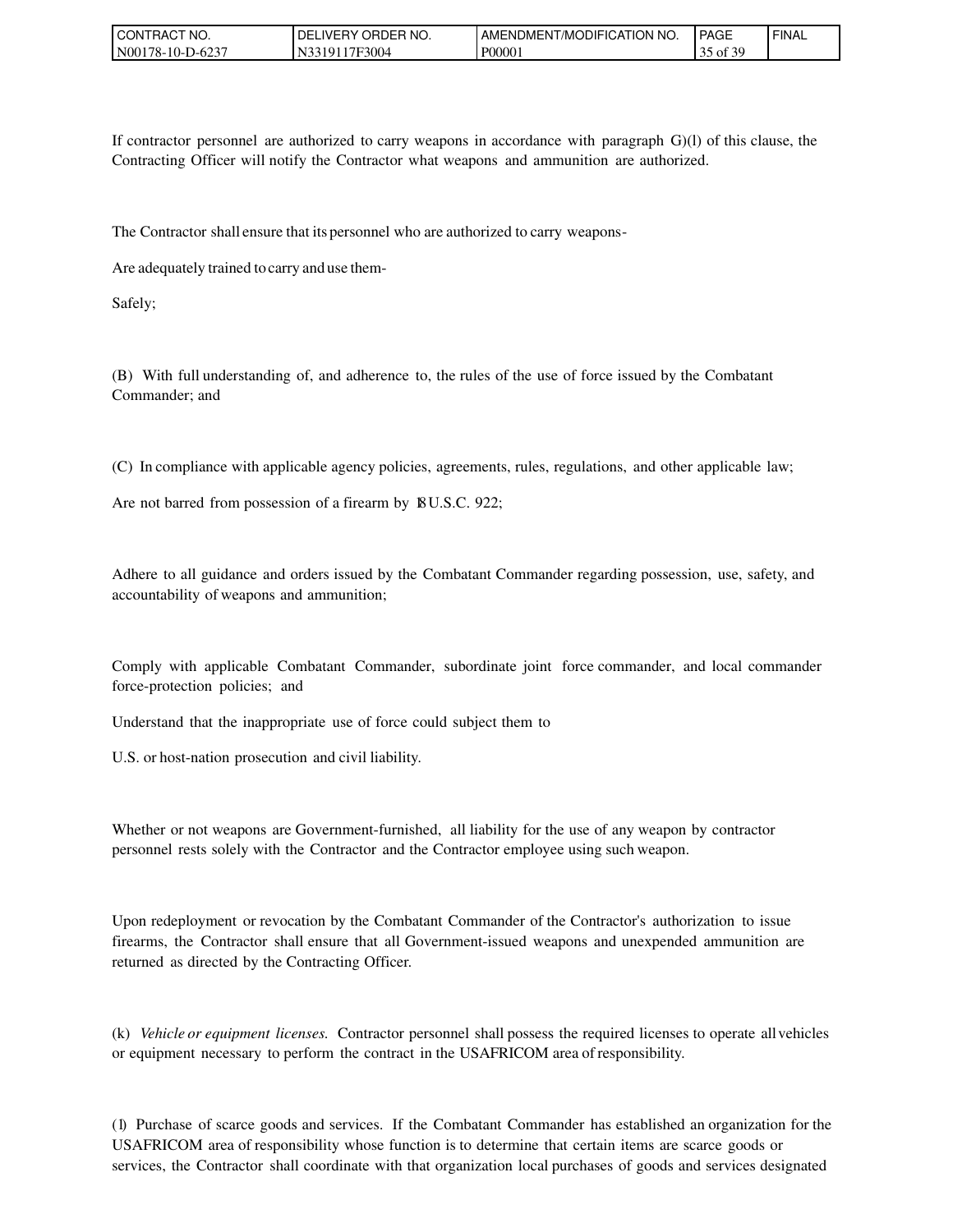If contractor personnel are authorized to carry weapons in accordance with paragraph G)(l) of this clause, the Contracting Officer will notify the Contractor what weapons and ammunition are authorized.

The Contractor shall ensure that its personnel who are authorized to carry weapons-

Are adequately trained to carry and use them-

Safely;

(B) With full understanding of, and adherence to, the rules of the use of force issued by the Combatant Commander; and

(C) In compliance with applicable agency policies, agreements, rules, regulations, and other applicable law;

Are not barred from possession of a firearm by 18 U.S.C. 922;

Adhere to all guidance and orders issued by the Combatant Commander regarding possession, use, safety, and accountability of weapons and ammunition;

Comply with applicable Combatant Commander, subordinate joint force commander, and local commander force-protection policies; and

Understand that the inappropriate use of force could subject them to

U.S. or host-nation prosecution and civil liability.

Whether or not weapons are Government-furnished, all liability for the use of any weapon by contractor personnel rests solely with the Contractor and the Contractor employee using such weapon.

Upon redeployment or revocation by the Combatant Commander of the Contractor's authorization to issue firearms, the Contractor shall ensure that all Government-issued weapons and unexpended ammunition are returned as directed by the Contracting Officer.

(k) *Vehicle or equipment licenses.* Contractor personnel shall possess the required licenses to operate all vehicles or equipment necessary to perform the contract in the USAFRICOM area of responsibility.

(l) Purchase of scarce goods and services. If the Combatant Commander has established an organization for the USAFRICOM area of responsibility whose function is to determine that certain items are scarce goods or services, the Contractor shall coordinate with that organization local purchases of goods and services designated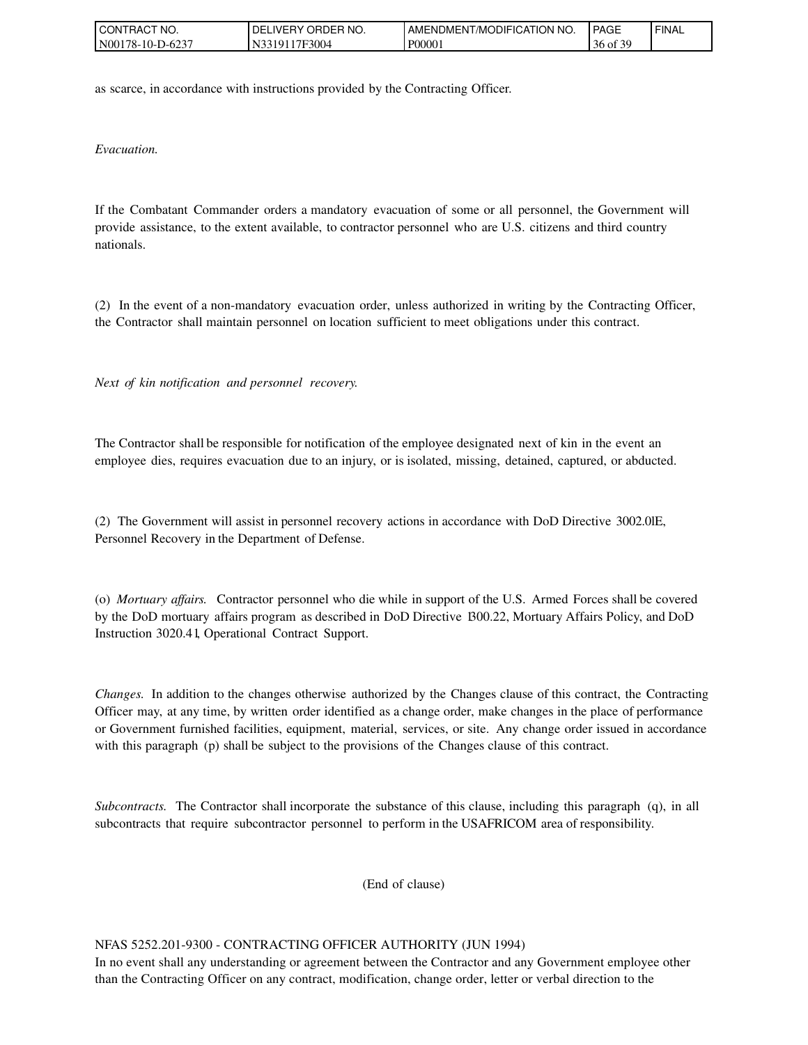as scarce, in accordance with instructions provided by the Contracting Officer.

*Evacuation.*

If the Combatant Commander orders a mandatory evacuation of some or all personnel, the Government will provide assistance, to the extent available, to contractor personnel who are U.S. citizens and third country nationals.

(2) In the event of a non-mandatory evacuation order, unless authorized in writing by the Contracting Officer, the Contractor shall maintain personnel on location sufficient to meet obligations under this contract.

*Next of kin notification and personnel recovery.*

The Contractor shall be responsible for notification of the employee designated next of kin in the event an employee dies, requires evacuation due to an injury, or is isolated, missing, detained, captured, or abducted.

(2) The Government will assist in personnel recovery actions in accordance with DoD Directive 3002.0lE, Personnel Recovery in the Department of Defense.

(o) *Mortuary affairs.* Contractor personnel who die while in support of the U.S. Armed Forces shall be covered by the DoD mortuary affairs program as described in DoD Directive 1300.22, Mortuary Affairs Policy, and DoD Instruction 3020.41, Operational Contract Support.

*Changes.* In addition to the changes otherwise authorized by the Changes clause of this contract, the Contracting Officer may, at any time, by written order identified as a change order, make changes in the place of performance or Government furnished facilities, equipment, material, services, or site. Any change order issued in accordance with this paragraph (p) shall be subject to the provisions of the Changes clause of this contract.

*Subcontracts.* The Contractor shall incorporate the substance of this clause, including this paragraph (q), in all subcontracts that require subcontractor personnel to perform in the USAFRICOM area of responsibility.

(End of clause)

NFAS 5252.201-9300 - CONTRACTING OFFICER AUTHORITY (JUN 1994)
In no event shall any understanding or agreement between the Contractor and any Government employee other than the Contracting Officer on any contract, modification, change order, letter or verbal direction to the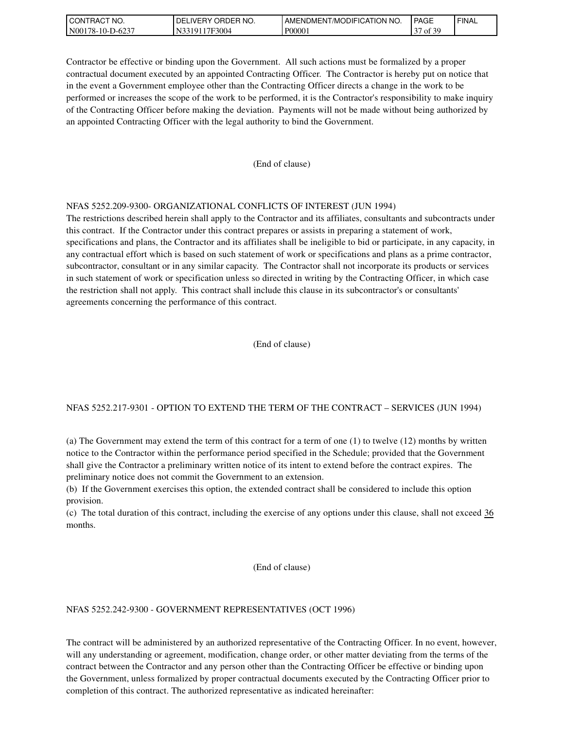Contractor be effective or binding upon the Government. All such actions must be formalized by a proper contractual document executed by an appointed Contracting Officer. The Contractor is hereby put on notice that in the event a Government employee other than the Contracting Officer directs a change in the work to be performed or increases the scope of the work to be performed, it is the Contractor's responsibility to make inquiry of the Contracting Officer before making the deviation. Payments will not be made without being authorized by an appointed Contracting Officer with the legal authority to bind the Government.

(End of clause)

NFAS 5252.209-9300- ORGANIZATIONAL CONFLICTS OF INTEREST (JUN 1994)

The restrictions described herein shall apply to the Contractor and its affiliates, consultants and subcontracts under this contract. If the Contractor under this contract prepares or assists in preparing a statement of work, specifications and plans, the Contractor and its affiliates shall be ineligible to bid or participate, in any capacity, in any contractual effort which is based on such statement of work or specifications and plans as a prime contractor, subcontractor, consultant or in any similar capacity. The Contractor shall not incorporate its products or services in such statement of work or specification unless so directed in writing by the Contracting Officer, in which case the restriction shall not apply. This contract shall include this clause in its subcontractor's or consultants' agreements concerning the performance of this contract.

(End of clause)

NFAS 5252.217-9301 - OPTION TO EXTEND THE TERM OF THE CONTRACT – SERVICES (JUN 1994)

(a) The Government may extend the term of this contract for a term of one (1) to twelve (12) months by written notice to the Contractor within the performance period specified in the Schedule; provided that the Government shall give the Contractor a preliminary written notice of its intent to extend before the contract expires. The preliminary notice does not commit the Government to an extension.

(b) If the Government exercises this option, the extended contract shall be considered to include this option provision.

(c) The total duration of this contract, including the exercise of any options under this clause, shall not exceed 36 months.

(End of clause)

NFAS 5252.242-9300 - GOVERNMENT REPRESENTATIVES (OCT 1996)

The contract will be administered by an authorized representative of the Contracting Officer. In no event, however, will any understanding or agreement, modification, change order, or other matter deviating from the terms of the contract between the Contractor and any person other than the Contracting Officer be effective or binding upon the Government, unless formalized by proper contractual documents executed by the Contracting Officer prior to completion of this contract. The authorized representative as indicated hereinafter: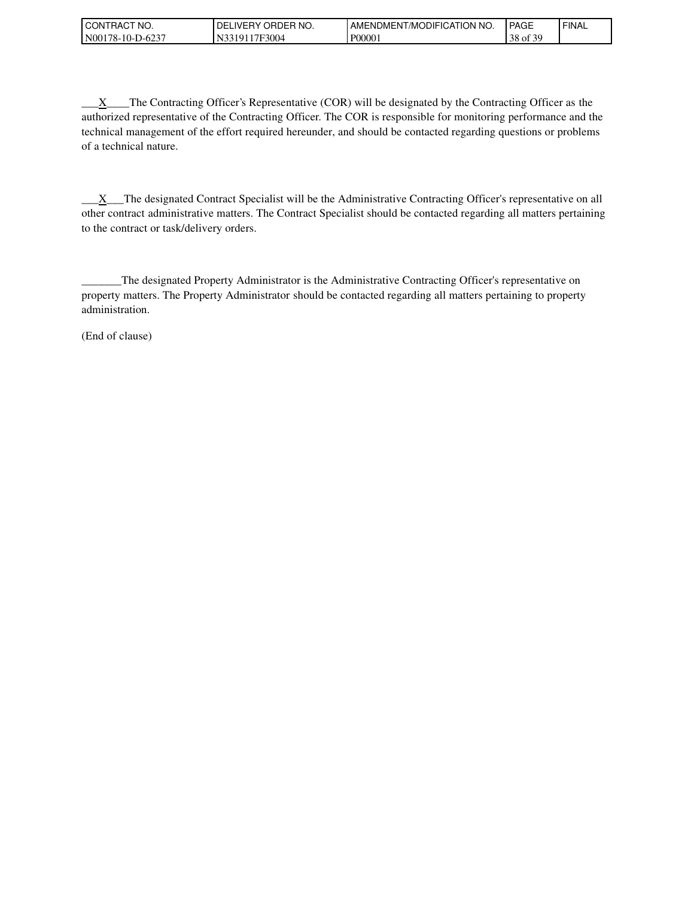___X____The Contracting Officer's Representative (COR) will be designated by the Contracting Officer as the authorized representative of the Contracting Officer. The COR is responsible for monitoring performance and the technical management of the effort required hereunder, and should be contacted regarding questions or problems of a technical nature.

___X___The designated Contract Specialist will be the Administrative Contracting Officer's representative on all other contract administrative matters. The Contract Specialist should be contacted regarding all matters pertaining to the contract or task/delivery orders.

_______The designated Property Administrator is the Administrative Contracting Officer's representative on property matters. The Property Administrator should be contacted regarding all matters pertaining to property administration.

(End of clause)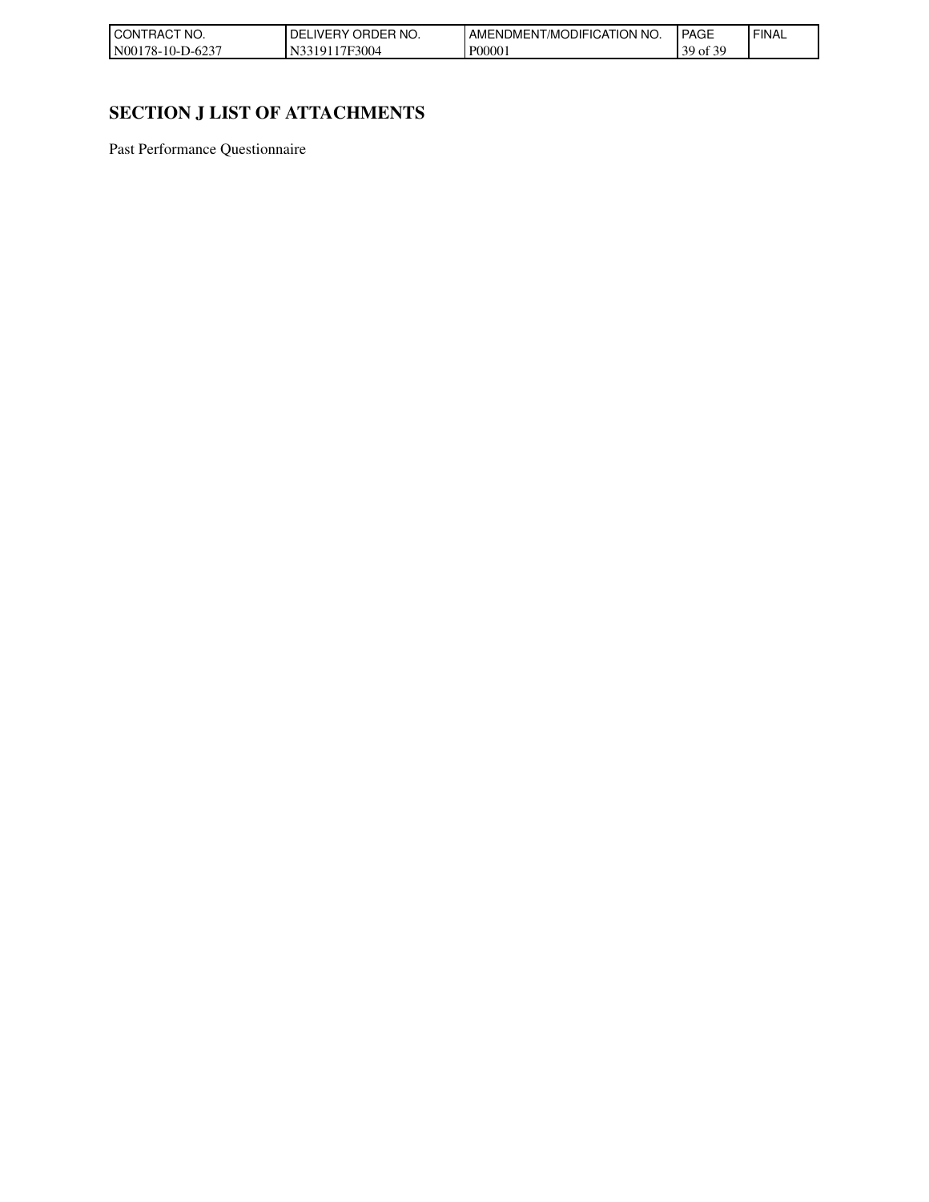## SECTION J LIST OF ATTACHMENTS

Past Performance Questionnaire